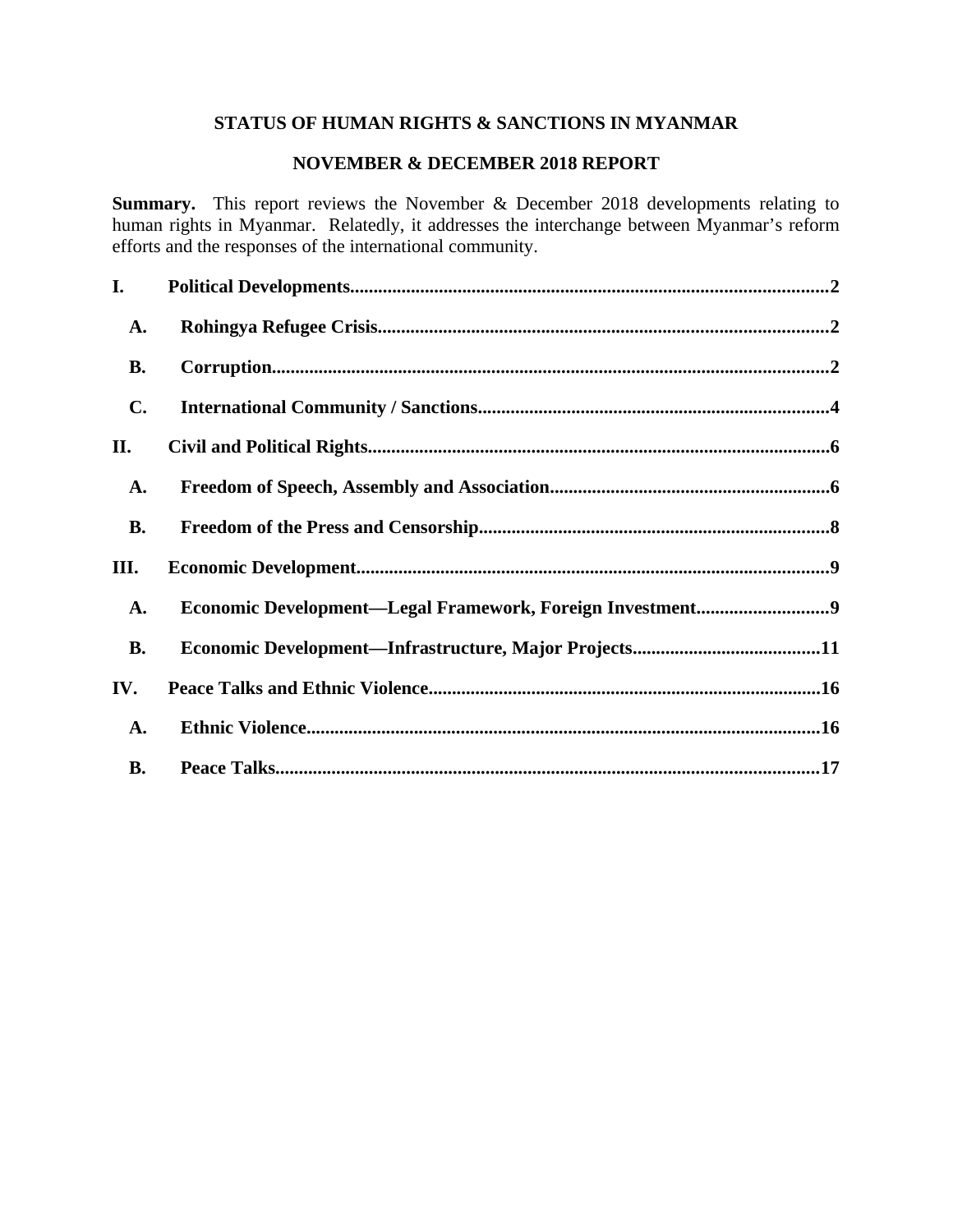# STATUS OF HUMAN RIGHTS & SANCTIONS IN MYANMAR

## NOVEMBER & DECEMBER 2018 REPORT

**Summary.** This report reviews the November & December 2018 developments relating to human rights in Myanmar. Relatedly, it addresses the interchange between Myanmar's reform efforts and the responses of the international community.

**I. Political Developments....................................................................................................2**

- **A. Rohingya Refugee Crisis...............................................................................................2**
- **B. Corruption....................................................................................................................2**
- **C. International Community / Sanctions..........................................................................4**

**II. Civil and Political Rights.................................................................................................6**

- **A. Freedom of Speech, Assembly and Association..........................................................6**
- **B. Freedom of the Press and Censorship..........................................................................8**

**III. Economic Development...................................................................................................9**

- **A. Economic Development—Legal Framework, Foreign Investment............................9**
- **B. Economic Development—Infrastructure, Major Projects.......................................11**

**IV. Peace Talks and Ethnic Violence..................................................................................16**

- **A. Ethnic Violence..........................................................................................................16**
- **B. Peace Talks.................................................................................................................17**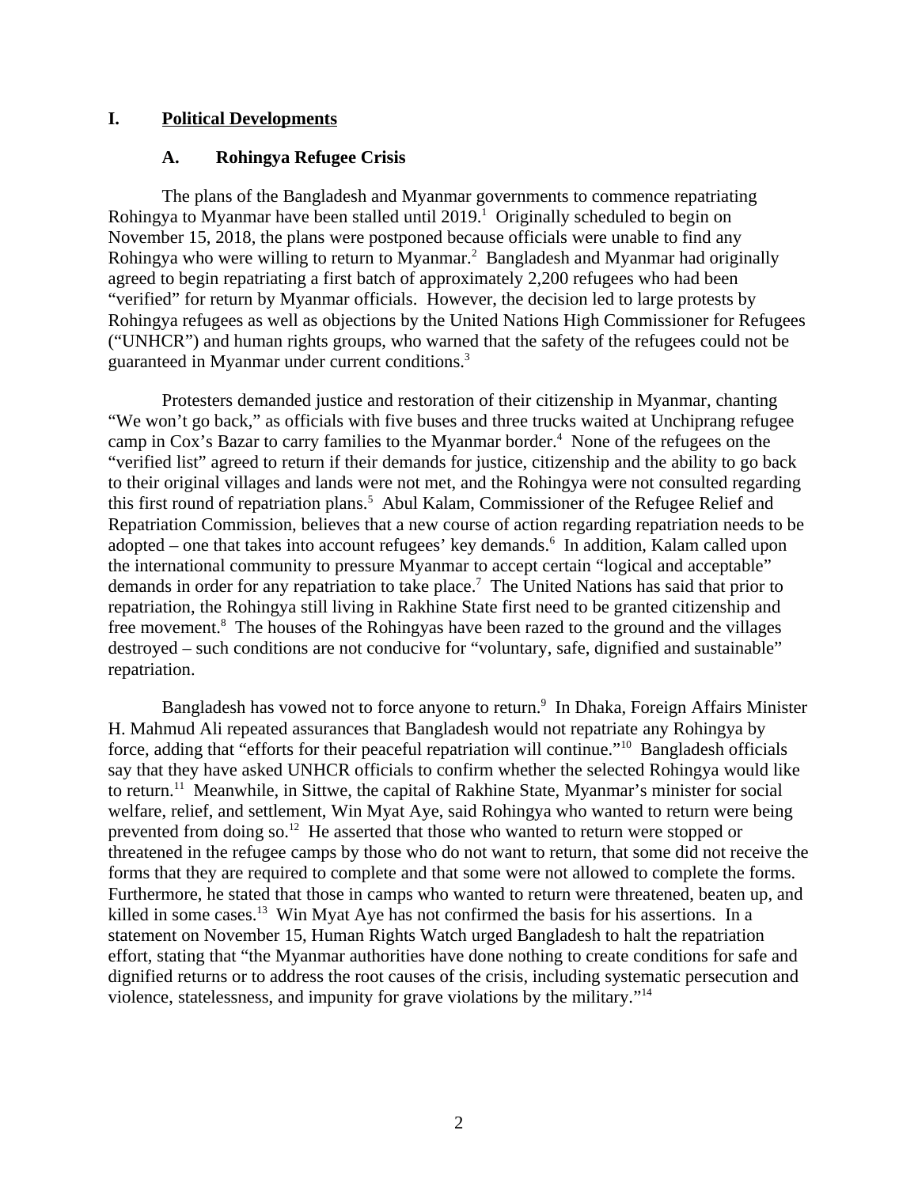# I. Political Developments

## A. Rohingya Refugee Crisis

The plans of the Bangladesh and Myanmar governments to commence repatriating Rohingya to Myanmar have been stalled until 2019.[1] Originally scheduled to begin on November 15, 2018, the plans were postponed because officials were unable to find any Rohingya who were willing to return to Myanmar.[2] Bangladesh and Myanmar had originally agreed to begin repatriating a first batch of approximately 2,200 refugees who had been "verified" for return by Myanmar officials. However, the decision led to large protests by Rohingya refugees as well as objections by the United Nations High Commissioner for Refugees ("UNHCR") and human rights groups, who warned that the safety of the refugees could not be guaranteed in Myanmar under current conditions.[3]

Protesters demanded justice and restoration of their citizenship in Myanmar, chanting "We won't go back," as officials with five buses and three trucks waited at Unchiprang refugee camp in Cox's Bazar to carry families to the Myanmar border.[4] None of the refugees on the "verified list" agreed to return if their demands for justice, citizenship and the ability to go back to their original villages and lands were not met, and the Rohingya were not consulted regarding this first round of repatriation plans.[5] Abul Kalam, Commissioner of the Refugee Relief and Repatriation Commission, believes that a new course of action regarding repatriation needs to be adopted – one that takes into account refugees' key demands.[6] In addition, Kalam called upon the international community to pressure Myanmar to accept certain "logical and acceptable" demands in order for any repatriation to take place.[7] The United Nations has said that prior to repatriation, the Rohingya still living in Rakhine State first need to be granted citizenship and free movement.[8] The houses of the Rohingyas have been razed to the ground and the villages destroyed – such conditions are not conducive for "voluntary, safe, dignified and sustainable" repatriation.

Bangladesh has vowed not to force anyone to return.[9] In Dhaka, Foreign Affairs Minister H. Mahmud Ali repeated assurances that Bangladesh would not repatriate any Rohingya by force, adding that "efforts for their peaceful repatriation will continue."[10] Bangladesh officials say that they have asked UNHCR officials to confirm whether the selected Rohingya would like to return.[11] Meanwhile, in Sittwe, the capital of Rakhine State, Myanmar's minister for social welfare, relief, and settlement, Win Myat Aye, said Rohingya who wanted to return were being prevented from doing so.[12] He asserted that those who wanted to return were stopped or threatened in the refugee camps by those who do not want to return, that some did not receive the forms that they are required to complete and that some were not allowed to complete the forms. Furthermore, he stated that those in camps who wanted to return were threatened, beaten up, and killed in some cases.[13] Win Myat Aye has not confirmed the basis for his assertions. In a statement on November 15, Human Rights Watch urged Bangladesh to halt the repatriation effort, stating that "the Myanmar authorities have done nothing to create conditions for safe and dignified returns or to address the root causes of the crisis, including systematic persecution and violence, statelessness, and impunity for grave violations by the military."[14]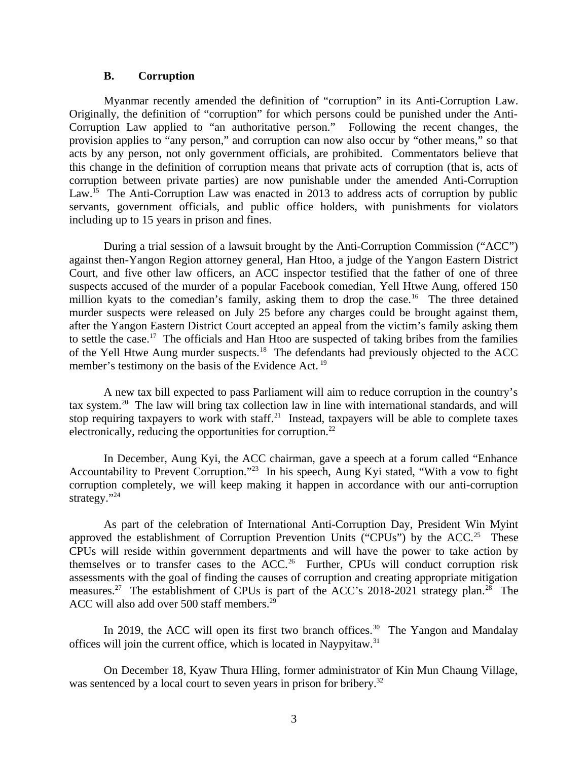## B. Corruption

Myanmar recently amended the definition of "corruption" in its Anti-Corruption Law. Originally, the definition of "corruption" for which persons could be punished under the Anti-Corruption Law applied to "an authoritative person." Following the recent changes, the provision applies to "any person," and corruption can now also occur by "other means," so that acts by any person, not only government officials, are prohibited. Commentators believe that this change in the definition of corruption means that private acts of corruption (that is, acts of corruption between private parties) are now punishable under the amended Anti-Corruption Law.[15] The Anti-Corruption Law was enacted in 2013 to address acts of corruption by public servants, government officials, and public office holders, with punishments for violators including up to 15 years in prison and fines.

During a trial session of a lawsuit brought by the Anti-Corruption Commission ("ACC") against then-Yangon Region attorney general, Han Htoo, a judge of the Yangon Eastern District Court, and five other law officers, an ACC inspector testified that the father of one of three suspects accused of the murder of a popular Facebook comedian, Yell Htwe Aung, offered 150 million kyats to the comedian's family, asking them to drop the case.[16] The three detained murder suspects were released on July 25 before any charges could be brought against them, after the Yangon Eastern District Court accepted an appeal from the victim's family asking them to settle the case.[17] The officials and Han Htoo are suspected of taking bribes from the families of the Yell Htwe Aung murder suspects.[18] The defendants had previously objected to the ACC member's testimony on the basis of the Evidence Act.[19]

A new tax bill expected to pass Parliament will aim to reduce corruption in the country's tax system.[20] The law will bring tax collection law in line with international standards, and will stop requiring taxpayers to work with staff.[21] Instead, taxpayers will be able to complete taxes electronically, reducing the opportunities for corruption.[22]

In December, Aung Kyi, the ACC chairman, gave a speech at a forum called "Enhance Accountability to Prevent Corruption."[23] In his speech, Aung Kyi stated, "With a vow to fight corruption completely, we will keep making it happen in accordance with our anti-corruption strategy."[24]

As part of the celebration of International Anti-Corruption Day, President Win Myint approved the establishment of Corruption Prevention Units ("CPUs") by the ACC.[25] These CPUs will reside within government departments and will have the power to take action by themselves or to transfer cases to the ACC.[26] Further, CPUs will conduct corruption risk assessments with the goal of finding the causes of corruption and creating appropriate mitigation measures.[27] The establishment of CPUs is part of the ACC's 2018-2021 strategy plan.[28] The ACC will also add over 500 staff members.[29]

In 2019, the ACC will open its first two branch offices.[30] The Yangon and Mandalay offices will join the current office, which is located in Naypyitaw.[31]

On December 18, Kyaw Thura Hling, former administrator of Kin Mun Chaung Village, was sentenced by a local court to seven years in prison for bribery.[32]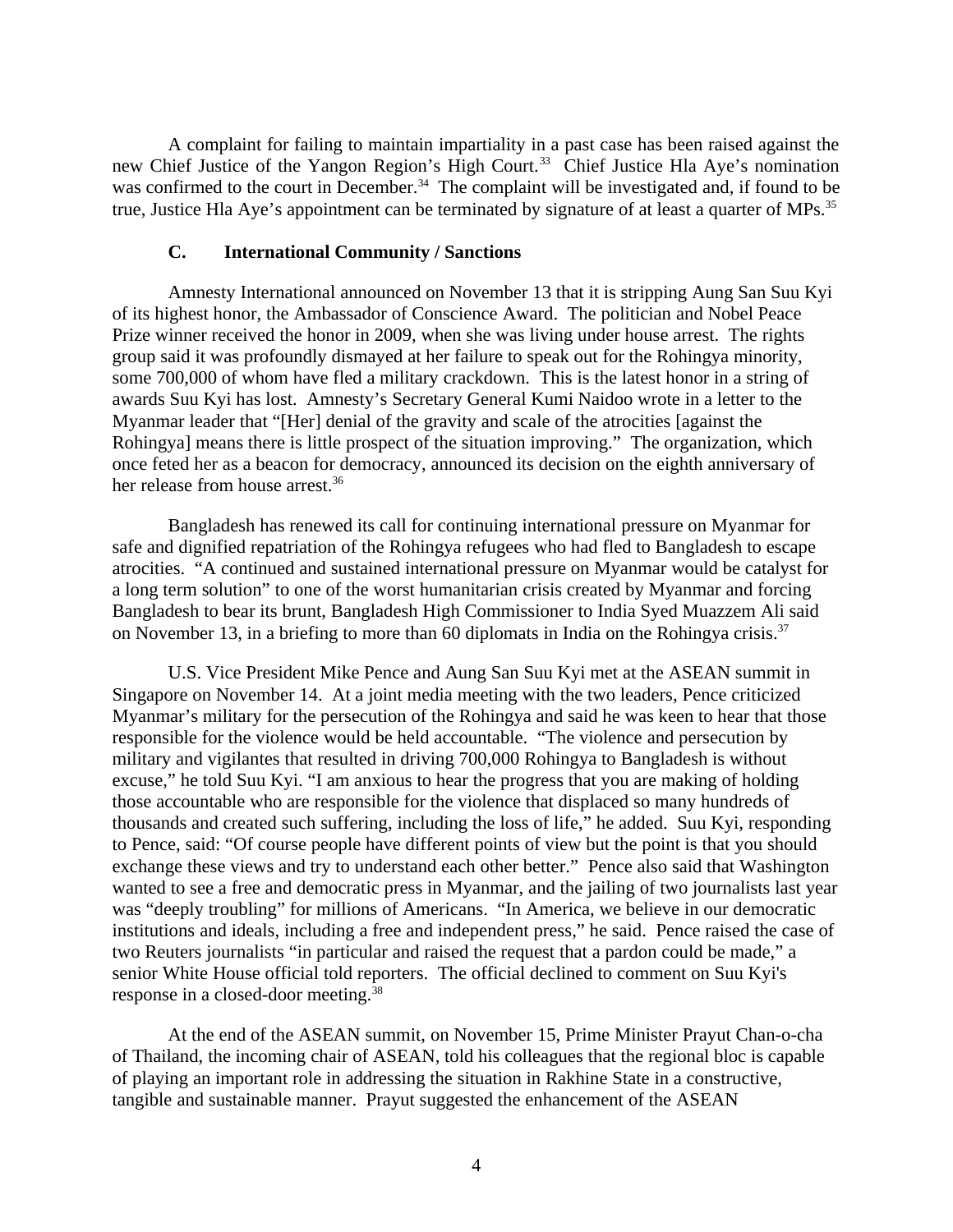A complaint for failing to maintain impartiality in a past case has been raised against the new Chief Justice of the Yangon Region's High Court.[33] Chief Justice Hla Aye's nomination was confirmed to the court in December.[34] The complaint will be investigated and, if found to be true, Justice Hla Aye's appointment can be terminated by signature of at least a quarter of MPs.[35]

### C. International Community / Sanctions

Amnesty International announced on November 13 that it is stripping Aung San Suu Kyi of its highest honor, the Ambassador of Conscience Award. The politician and Nobel Peace Prize winner received the honor in 2009, when she was living under house arrest. The rights group said it was profoundly dismayed at her failure to speak out for the Rohingya minority, some 700,000 of whom have fled a military crackdown. This is the latest honor in a string of awards Suu Kyi has lost. Amnesty's Secretary General Kumi Naidoo wrote in a letter to the Myanmar leader that "[Her] denial of the gravity and scale of the atrocities [against the Rohingya] means there is little prospect of the situation improving." The organization, which once feted her as a beacon for democracy, announced its decision on the eighth anniversary of her release from house arrest.[36]

Bangladesh has renewed its call for continuing international pressure on Myanmar for safe and dignified repatriation of the Rohingya refugees who had fled to Bangladesh to escape atrocities. "A continued and sustained international pressure on Myanmar would be catalyst for a long term solution" to one of the worst humanitarian crisis created by Myanmar and forcing Bangladesh to bear its brunt, Bangladesh High Commissioner to India Syed Muazzem Ali said on November 13, in a briefing to more than 60 diplomats in India on the Rohingya crisis.[37]

U.S. Vice President Mike Pence and Aung San Suu Kyi met at the ASEAN summit in Singapore on November 14. At a joint media meeting with the two leaders, Pence criticized Myanmar's military for the persecution of the Rohingya and said he was keen to hear that those responsible for the violence would be held accountable. "The violence and persecution by military and vigilantes that resulted in driving 700,000 Rohingya to Bangladesh is without excuse," he told Suu Kyi. "I am anxious to hear the progress that you are making of holding those accountable who are responsible for the violence that displaced so many hundreds of thousands and created such suffering, including the loss of life," he added. Suu Kyi, responding to Pence, said: "Of course people have different points of view but the point is that you should exchange these views and try to understand each other better." Pence also said that Washington wanted to see a free and democratic press in Myanmar, and the jailing of two journalists last year was "deeply troubling" for millions of Americans. "In America, we believe in our democratic institutions and ideals, including a free and independent press," he said. Pence raised the case of two Reuters journalists "in particular and raised the request that a pardon could be made," a senior White House official told reporters. The official declined to comment on Suu Kyi's response in a closed-door meeting.[38]

At the end of the ASEAN summit, on November 15, Prime Minister Prayut Chan-o-cha of Thailand, the incoming chair of ASEAN, told his colleagues that the regional bloc is capable of playing an important role in addressing the situation in Rakhine State in a constructive, tangible and sustainable manner. Prayut suggested the enhancement of the ASEAN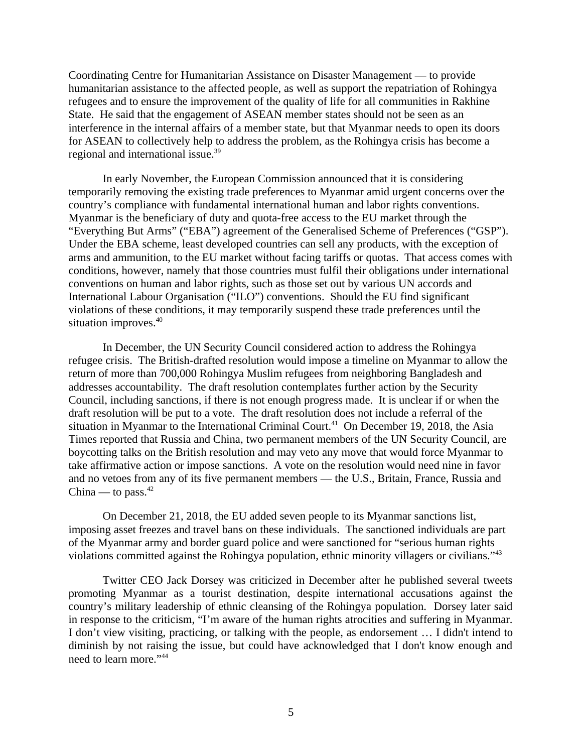Coordinating Centre for Humanitarian Assistance on Disaster Management — to provide humanitarian assistance to the affected people, as well as support the repatriation of Rohingya refugees and to ensure the improvement of the quality of life for all communities in Rakhine State. He said that the engagement of ASEAN member states should not be seen as an interference in the internal affairs of a member state, but that Myanmar needs to open its doors for ASEAN to collectively help to address the problem, as the Rohingya crisis has become a regional and international issue.[39]

In early November, the European Commission announced that it is considering temporarily removing the existing trade preferences to Myanmar amid urgent concerns over the country's compliance with fundamental international human and labor rights conventions. Myanmar is the beneficiary of duty and quota-free access to the EU market through the "Everything But Arms" ("EBA") agreement of the Generalised Scheme of Preferences ("GSP"). Under the EBA scheme, least developed countries can sell any products, with the exception of arms and ammunition, to the EU market without facing tariffs or quotas. That access comes with conditions, however, namely that those countries must fulfil their obligations under international conventions on human and labor rights, such as those set out by various UN accords and International Labour Organisation ("ILO") conventions. Should the EU find significant violations of these conditions, it may temporarily suspend these trade preferences until the situation improves.[40]

In December, the UN Security Council considered action to address the Rohingya refugee crisis. The British-drafted resolution would impose a timeline on Myanmar to allow the return of more than 700,000 Rohingya Muslim refugees from neighboring Bangladesh and addresses accountability. The draft resolution contemplates further action by the Security Council, including sanctions, if there is not enough progress made. It is unclear if or when the draft resolution will be put to a vote. The draft resolution does not include a referral of the situation in Myanmar to the International Criminal Court.[41] On December 19, 2018, the Asia Times reported that Russia and China, two permanent members of the UN Security Council, are boycotting talks on the British resolution and may veto any move that would force Myanmar to take affirmative action or impose sanctions. A vote on the resolution would need nine in favor and no vetoes from any of its five permanent members — the U.S., Britain, France, Russia and China — to pass.[42]

On December 21, 2018, the EU added seven people to its Myanmar sanctions list, imposing asset freezes and travel bans on these individuals. The sanctioned individuals are part of the Myanmar army and border guard police and were sanctioned for "serious human rights violations committed against the Rohingya population, ethnic minority villagers or civilians."[43]

Twitter CEO Jack Dorsey was criticized in December after he published several tweets promoting Myanmar as a tourist destination, despite international accusations against the country's military leadership of ethnic cleansing of the Rohingya population. Dorsey later said in response to the criticism, "I'm aware of the human rights atrocities and suffering in Myanmar. I don't view visiting, practicing, or talking with the people, as endorsement … I didn't intend to diminish by not raising the issue, but could have acknowledged that I don't know enough and need to learn more."[44]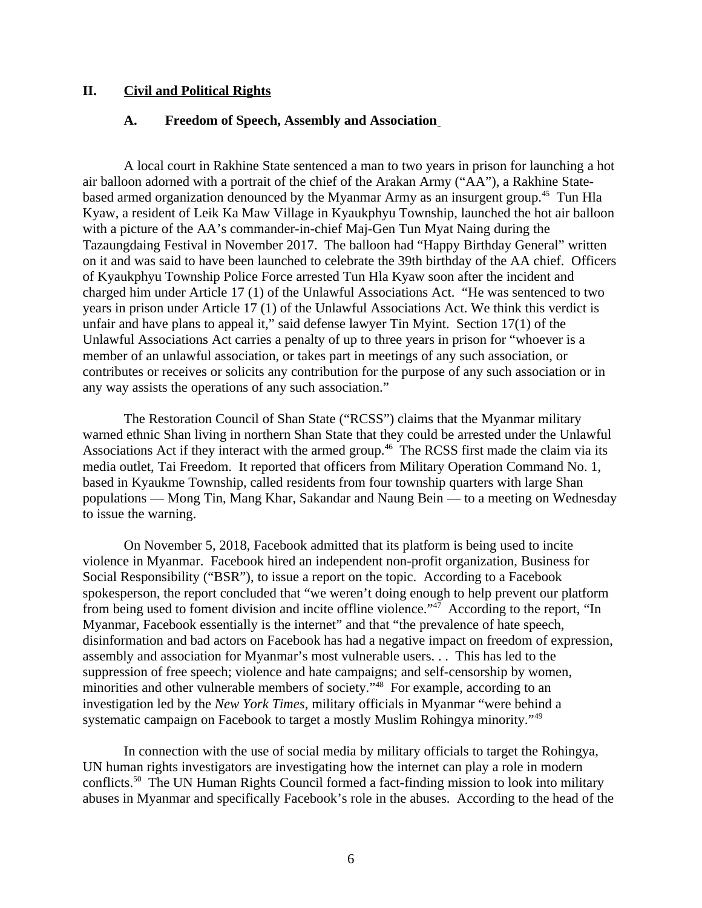## II. Civil and Political Rights

### A. Freedom of Speech, Assembly and Association

A local court in Rakhine State sentenced a man to two years in prison for launching a hot air balloon adorned with a portrait of the chief of the Arakan Army ("AA"), a Rakhine State-based armed organization denounced by the Myanmar Army as an insurgent group.[45] Tun Hla Kyaw, a resident of Leik Ka Maw Village in Kyaukphyu Township, launched the hot air balloon with a picture of the AA's commander-in-chief Maj-Gen Tun Myat Naing during the Tazaungdaing Festival in November 2017. The balloon had "Happy Birthday General" written on it and was said to have been launched to celebrate the 39th birthday of the AA chief. Officers of Kyaukphyu Township Police Force arrested Tun Hla Kyaw soon after the incident and charged him under Article 17 (1) of the Unlawful Associations Act. "He was sentenced to two years in prison under Article 17 (1) of the Unlawful Associations Act. We think this verdict is unfair and have plans to appeal it," said defense lawyer Tin Myint. Section 17(1) of the Unlawful Associations Act carries a penalty of up to three years in prison for "whoever is a member of an unlawful association, or takes part in meetings of any such association, or contributes or receives or solicits any contribution for the purpose of any such association or in any way assists the operations of any such association."

The Restoration Council of Shan State ("RCSS") claims that the Myanmar military warned ethnic Shan living in northern Shan State that they could be arrested under the Unlawful Associations Act if they interact with the armed group.[46] The RCSS first made the claim via its media outlet, Tai Freedom. It reported that officers from Military Operation Command No. 1, based in Kyaukme Township, called residents from four township quarters with large Shan populations — Mong Tin, Mang Khar, Sakandar and Naung Bein — to a meeting on Wednesday to issue the warning.

On November 5, 2018, Facebook admitted that its platform is being used to incite violence in Myanmar. Facebook hired an independent non-profit organization, Business for Social Responsibility ("BSR"), to issue a report on the topic. According to a Facebook spokesperson, the report concluded that "we weren't doing enough to help prevent our platform from being used to foment division and incite offline violence."[47] According to the report, "In Myanmar, Facebook essentially is the internet" and that "the prevalence of hate speech, disinformation and bad actors on Facebook has had a negative impact on freedom of expression, assembly and association for Myanmar's most vulnerable users. . . This has led to the suppression of free speech; violence and hate campaigns; and self-censorship by women, minorities and other vulnerable members of society."[48] For example, according to an investigation led by the *New York Times*, military officials in Myanmar "were behind a systematic campaign on Facebook to target a mostly Muslim Rohingya minority."[49]

In connection with the use of social media by military officials to target the Rohingya, UN human rights investigators are investigating how the internet can play a role in modern conflicts.[50] The UN Human Rights Council formed a fact-finding mission to look into military abuses in Myanmar and specifically Facebook's role in the abuses. According to the head of the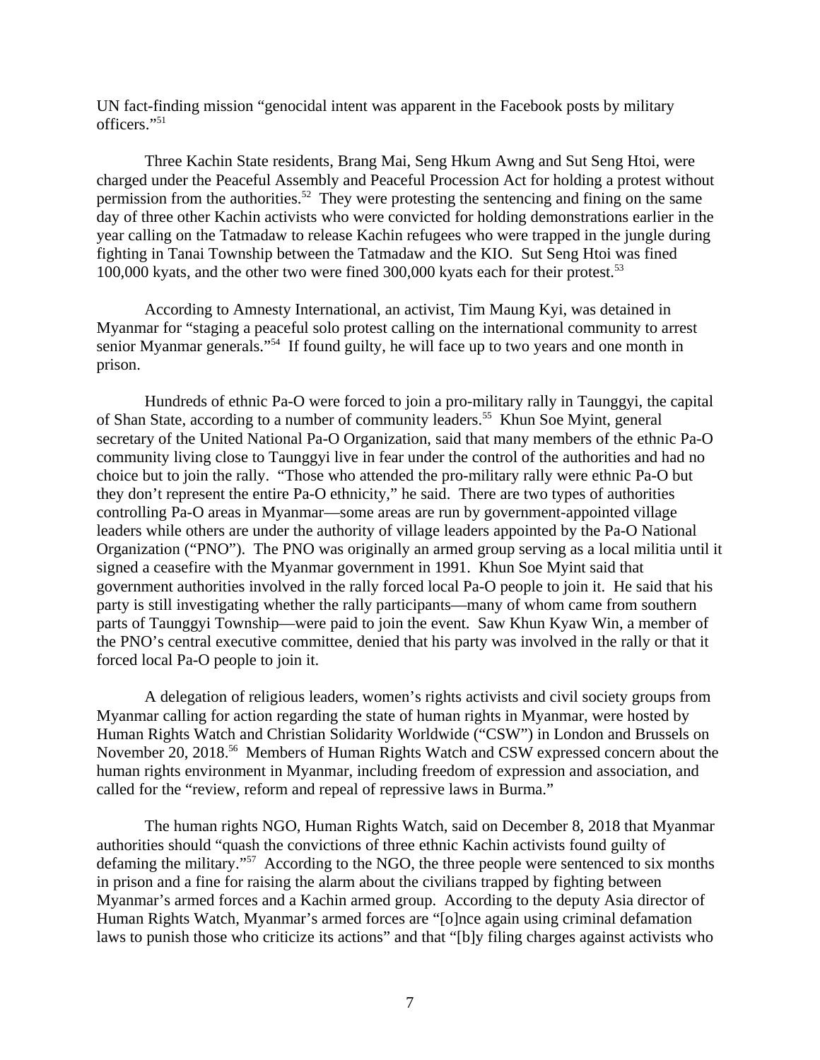UN fact-finding mission "genocidal intent was apparent in the Facebook posts by military officers."[51]

Three Kachin State residents, Brang Mai, Seng Hkum Awng and Sut Seng Htoi, were charged under the Peaceful Assembly and Peaceful Procession Act for holding a protest without permission from the authorities.[52] They were protesting the sentencing and fining on the same day of three other Kachin activists who were convicted for holding demonstrations earlier in the year calling on the Tatmadaw to release Kachin refugees who were trapped in the jungle during fighting in Tanai Township between the Tatmadaw and the KIO. Sut Seng Htoi was fined 100,000 kyats, and the other two were fined 300,000 kyats each for their protest.[53]

According to Amnesty International, an activist, Tim Maung Kyi, was detained in Myanmar for "staging a peaceful solo protest calling on the international community to arrest senior Myanmar generals."[54] If found guilty, he will face up to two years and one month in prison.

Hundreds of ethnic Pa-O were forced to join a pro-military rally in Taunggyi, the capital of Shan State, according to a number of community leaders.[55] Khun Soe Myint, general secretary of the United National Pa-O Organization, said that many members of the ethnic Pa-O community living close to Taunggyi live in fear under the control of the authorities and had no choice but to join the rally. "Those who attended the pro-military rally were ethnic Pa-O but they don't represent the entire Pa-O ethnicity," he said. There are two types of authorities controlling Pa-O areas in Myanmar—some areas are run by government-appointed village leaders while others are under the authority of village leaders appointed by the Pa-O National Organization ("PNO"). The PNO was originally an armed group serving as a local militia until it signed a ceasefire with the Myanmar government in 1991. Khun Soe Myint said that government authorities involved in the rally forced local Pa-O people to join it. He said that his party is still investigating whether the rally participants—many of whom came from southern parts of Taunggyi Township—were paid to join the event. Saw Khun Kyaw Win, a member of the PNO's central executive committee, denied that his party was involved in the rally or that it forced local Pa-O people to join it.

A delegation of religious leaders, women's rights activists and civil society groups from Myanmar calling for action regarding the state of human rights in Myanmar, were hosted by Human Rights Watch and Christian Solidarity Worldwide ("CSW") in London and Brussels on November 20, 2018.[56] Members of Human Rights Watch and CSW expressed concern about the human rights environment in Myanmar, including freedom of expression and association, and called for the "review, reform and repeal of repressive laws in Burma."

The human rights NGO, Human Rights Watch, said on December 8, 2018 that Myanmar authorities should "quash the convictions of three ethnic Kachin activists found guilty of defaming the military."[57] According to the NGO, the three people were sentenced to six months in prison and a fine for raising the alarm about the civilians trapped by fighting between Myanmar's armed forces and a Kachin armed group. According to the deputy Asia director of Human Rights Watch, Myanmar's armed forces are "[o]nce again using criminal defamation laws to punish those who criticize its actions" and that "[b]y filing charges against activists who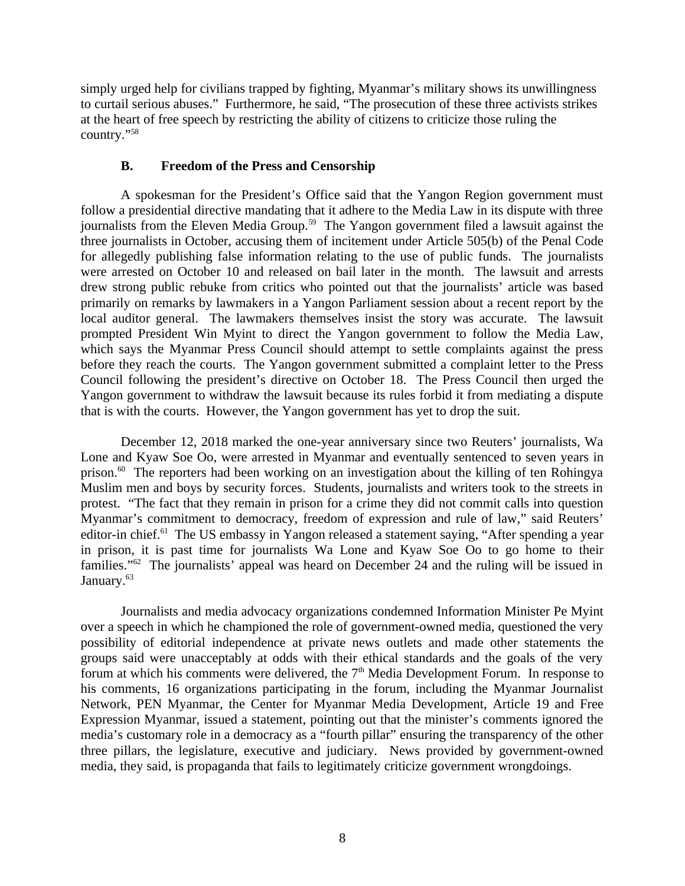simply urged help for civilians trapped by fighting, Myanmar's military shows its unwillingness to curtail serious abuses." Furthermore, he said, "The prosecution of these three activists strikes at the heart of free speech by restricting the ability of citizens to criticize those ruling the country."[58]

### B. Freedom of the Press and Censorship

A spokesman for the President's Office said that the Yangon Region government must follow a presidential directive mandating that it adhere to the Media Law in its dispute with three journalists from the Eleven Media Group.[59] The Yangon government filed a lawsuit against the three journalists in October, accusing them of incitement under Article 505(b) of the Penal Code for allegedly publishing false information relating to the use of public funds. The journalists were arrested on October 10 and released on bail later in the month. The lawsuit and arrests drew strong public rebuke from critics who pointed out that the journalists' article was based primarily on remarks by lawmakers in a Yangon Parliament session about a recent report by the local auditor general. The lawmakers themselves insist the story was accurate. The lawsuit prompted President Win Myint to direct the Yangon government to follow the Media Law, which says the Myanmar Press Council should attempt to settle complaints against the press before they reach the courts. The Yangon government submitted a complaint letter to the Press Council following the president's directive on October 18. The Press Council then urged the Yangon government to withdraw the lawsuit because its rules forbid it from mediating a dispute that is with the courts. However, the Yangon government has yet to drop the suit.

December 12, 2018 marked the one-year anniversary since two Reuters' journalists, Wa Lone and Kyaw Soe Oo, were arrested in Myanmar and eventually sentenced to seven years in prison.[60] The reporters had been working on an investigation about the killing of ten Rohingya Muslim men and boys by security forces. Students, journalists and writers took to the streets in protest. "The fact that they remain in prison for a crime they did not commit calls into question Myanmar's commitment to democracy, freedom of expression and rule of law," said Reuters' editor-in chief.[61] The US embassy in Yangon released a statement saying, "After spending a year in prison, it is past time for journalists Wa Lone and Kyaw Soe Oo to go home to their families."[62] The journalists' appeal was heard on December 24 and the ruling will be issued in January.[63]

Journalists and media advocacy organizations condemned Information Minister Pe Myint over a speech in which he championed the role of government-owned media, questioned the very possibility of editorial independence at private news outlets and made other statements the groups said were unacceptably at odds with their ethical standards and the goals of the very forum at which his comments were delivered, the 7th Media Development Forum. In response to his comments, 16 organizations participating in the forum, including the Myanmar Journalist Network, PEN Myanmar, the Center for Myanmar Media Development, Article 19 and Free Expression Myanmar, issued a statement, pointing out that the minister's comments ignored the media's customary role in a democracy as a "fourth pillar" ensuring the transparency of the other three pillars, the legislature, executive and judiciary. News provided by government-owned media, they said, is propaganda that fails to legitimately criticize government wrongdoings.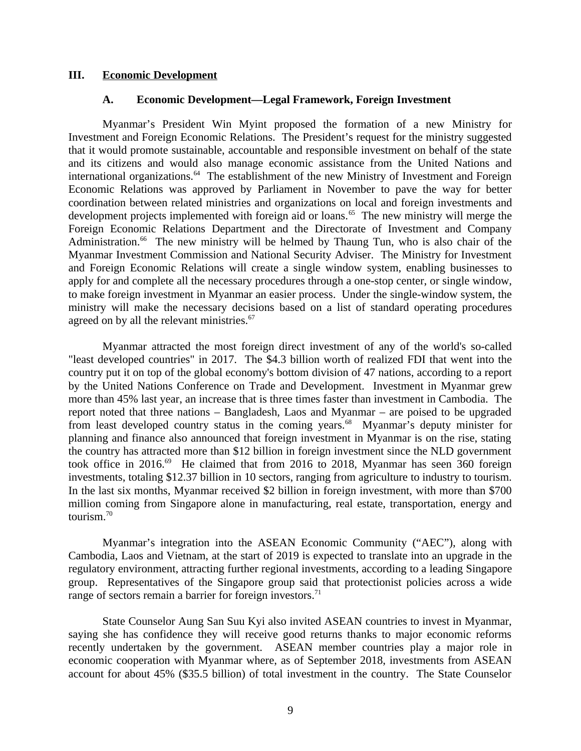## III. Economic Development

### A. Economic Development—Legal Framework, Foreign Investment

Myanmar's President Win Myint proposed the formation of a new Ministry for Investment and Foreign Economic Relations. The President's request for the ministry suggested that it would promote sustainable, accountable and responsible investment on behalf of the state and its citizens and would also manage economic assistance from the United Nations and international organizations.[64] The establishment of the new Ministry of Investment and Foreign Economic Relations was approved by Parliament in November to pave the way for better coordination between related ministries and organizations on local and foreign investments and development projects implemented with foreign aid or loans.[65] The new ministry will merge the Foreign Economic Relations Department and the Directorate of Investment and Company Administration.[66] The new ministry will be helmed by Thaung Tun, who is also chair of the Myanmar Investment Commission and National Security Adviser. The Ministry for Investment and Foreign Economic Relations will create a single window system, enabling businesses to apply for and complete all the necessary procedures through a one-stop center, or single window, to make foreign investment in Myanmar an easier process. Under the single-window system, the ministry will make the necessary decisions based on a list of standard operating procedures agreed on by all the relevant ministries.[67]

Myanmar attracted the most foreign direct investment of any of the world's so-called "least developed countries" in 2017. The $4.3 billion worth of realized FDI that went into the country put it on top of the global economy's bottom division of 47 nations, according to a report by the United Nations Conference on Trade and Development. Investment in Myanmar grew more than 45% last year, an increase that is three times faster than investment in Cambodia. The report noted that three nations – Bangladesh, Laos and Myanmar – are poised to be upgraded from least developed country status in the coming years.[68] Myanmar's deputy minister for planning and finance also announced that foreign investment in Myanmar is on the rise, stating the country has attracted more than $12 billion in foreign investment since the NLD government took office in 2016.[69] He claimed that from 2016 to 2018, Myanmar has seen 360 foreign investments, totaling $12.37 billion in 10 sectors, ranging from agriculture to industry to tourism. In the last six months, Myanmar received $2 billion in foreign investment, with more than $700 million coming from Singapore alone in manufacturing, real estate, transportation, energy and tourism.[70]

Myanmar's integration into the ASEAN Economic Community ("AEC"), along with Cambodia, Laos and Vietnam, at the start of 2019 is expected to translate into an upgrade in the regulatory environment, attracting further regional investments, according to a leading Singapore group. Representatives of the Singapore group said that protectionist policies across a wide range of sectors remain a barrier for foreign investors.[71]

State Counselor Aung San Suu Kyi also invited ASEAN countries to invest in Myanmar, saying she has confidence they will receive good returns thanks to major economic reforms recently undertaken by the government. ASEAN member countries play a major role in economic cooperation with Myanmar where, as of September 2018, investments from ASEAN account for about 45% ($35.5 billion) of total investment in the country. The State Counselor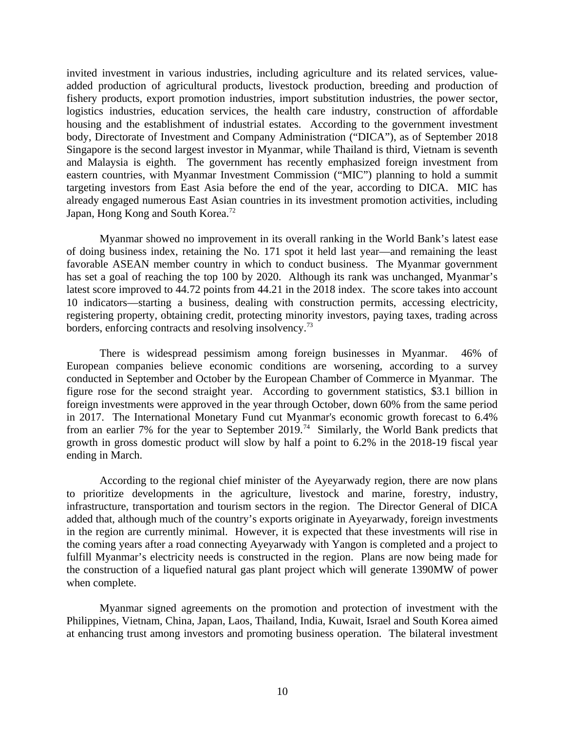invited investment in various industries, including agriculture and its related services, value-added production of agricultural products, livestock production, breeding and production of fishery products, export promotion industries, import substitution industries, the power sector, logistics industries, education services, the health care industry, construction of affordable housing and the establishment of industrial estates. According to the government investment body, Directorate of Investment and Company Administration ("DICA"), as of September 2018 Singapore is the second largest investor in Myanmar, while Thailand is third, Vietnam is seventh and Malaysia is eighth. The government has recently emphasized foreign investment from eastern countries, with Myanmar Investment Commission ("MIC") planning to hold a summit targeting investors from East Asia before the end of the year, according to DICA. MIC has already engaged numerous East Asian countries in its investment promotion activities, including Japan, Hong Kong and South Korea.[72]

Myanmar showed no improvement in its overall ranking in the World Bank's latest ease of doing business index, retaining the No. 171 spot it held last year—and remaining the least favorable ASEAN member country in which to conduct business. The Myanmar government has set a goal of reaching the top 100 by 2020. Although its rank was unchanged, Myanmar's latest score improved to 44.72 points from 44.21 in the 2018 index. The score takes into account 10 indicators—starting a business, dealing with construction permits, accessing electricity, registering property, obtaining credit, protecting minority investors, paying taxes, trading across borders, enforcing contracts and resolving insolvency.[73]

There is widespread pessimism among foreign businesses in Myanmar. 46% of European companies believe economic conditions are worsening, according to a survey conducted in September and October by the European Chamber of Commerce in Myanmar. The figure rose for the second straight year. According to government statistics, $3.1 billion in foreign investments were approved in the year through October, down 60% from the same period in 2017. The International Monetary Fund cut Myanmar's economic growth forecast to 6.4% from an earlier 7% for the year to September 2019.[74] Similarly, the World Bank predicts that growth in gross domestic product will slow by half a point to 6.2% in the 2018-19 fiscal year ending in March.

According to the regional chief minister of the Ayeyarwady region, there are now plans to prioritize developments in the agriculture, livestock and marine, forestry, industry, infrastructure, transportation and tourism sectors in the region. The Director General of DICA added that, although much of the country's exports originate in Ayeyarwady, foreign investments in the region are currently minimal. However, it is expected that these investments will rise in the coming years after a road connecting Ayeyarwady with Yangon is completed and a project to fulfill Myanmar's electricity needs is constructed in the region. Plans are now being made for the construction of a liquefied natural gas plant project which will generate 1390MW of power when complete.

Myanmar signed agreements on the promotion and protection of investment with the Philippines, Vietnam, China, Japan, Laos, Thailand, India, Kuwait, Israel and South Korea aimed at enhancing trust among investors and promoting business operation. The bilateral investment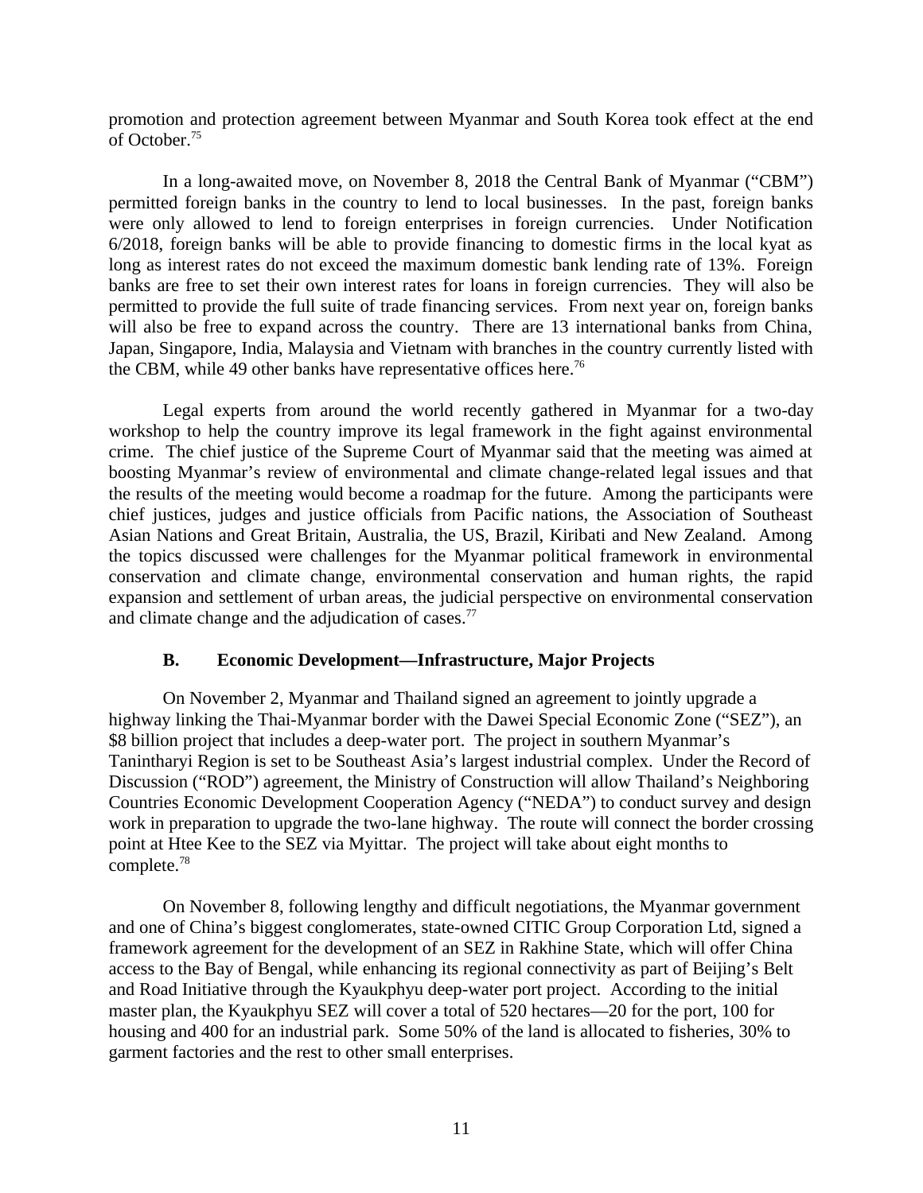promotion and protection agreement between Myanmar and South Korea took effect at the end of October.[75]

In a long-awaited move, on November 8, 2018 the Central Bank of Myanmar ("CBM") permitted foreign banks in the country to lend to local businesses. In the past, foreign banks were only allowed to lend to foreign enterprises in foreign currencies. Under Notification 6/2018, foreign banks will be able to provide financing to domestic firms in the local kyat as long as interest rates do not exceed the maximum domestic bank lending rate of 13%. Foreign banks are free to set their own interest rates for loans in foreign currencies. They will also be permitted to provide the full suite of trade financing services. From next year on, foreign banks will also be free to expand across the country. There are 13 international banks from China, Japan, Singapore, India, Malaysia and Vietnam with branches in the country currently listed with the CBM, while 49 other banks have representative offices here.[76]

Legal experts from around the world recently gathered in Myanmar for a two-day workshop to help the country improve its legal framework in the fight against environmental crime. The chief justice of the Supreme Court of Myanmar said that the meeting was aimed at boosting Myanmar's review of environmental and climate change-related legal issues and that the results of the meeting would become a roadmap for the future. Among the participants were chief justices, judges and justice officials from Pacific nations, the Association of Southeast Asian Nations and Great Britain, Australia, the US, Brazil, Kiribati and New Zealand. Among the topics discussed were challenges for the Myanmar political framework in environmental conservation and climate change, environmental conservation and human rights, the rapid expansion and settlement of urban areas, the judicial perspective on environmental conservation and climate change and the adjudication of cases.[77]

### B. Economic Development—Infrastructure, Major Projects

On November 2, Myanmar and Thailand signed an agreement to jointly upgrade a highway linking the Thai-Myanmar border with the Dawei Special Economic Zone ("SEZ"), an $8 billion project that includes a deep-water port. The project in southern Myanmar's Tanintharyi Region is set to be Southeast Asia's largest industrial complex. Under the Record of Discussion ("ROD") agreement, the Ministry of Construction will allow Thailand's Neighboring Countries Economic Development Cooperation Agency ("NEDA") to conduct survey and design work in preparation to upgrade the two-lane highway. The route will connect the border crossing point at Htee Kee to the SEZ via Myittar. The project will take about eight months to complete.[78]

On November 8, following lengthy and difficult negotiations, the Myanmar government and one of China's biggest conglomerates, state-owned CITIC Group Corporation Ltd, signed a framework agreement for the development of an SEZ in Rakhine State, which will offer China access to the Bay of Bengal, while enhancing its regional connectivity as part of Beijing's Belt and Road Initiative through the Kyaukphyu deep-water port project. According to the initial master plan, the Kyaukphyu SEZ will cover a total of 520 hectares—20 for the port, 100 for housing and 400 for an industrial park. Some 50% of the land is allocated to fisheries, 30% to garment factories and the rest to other small enterprises.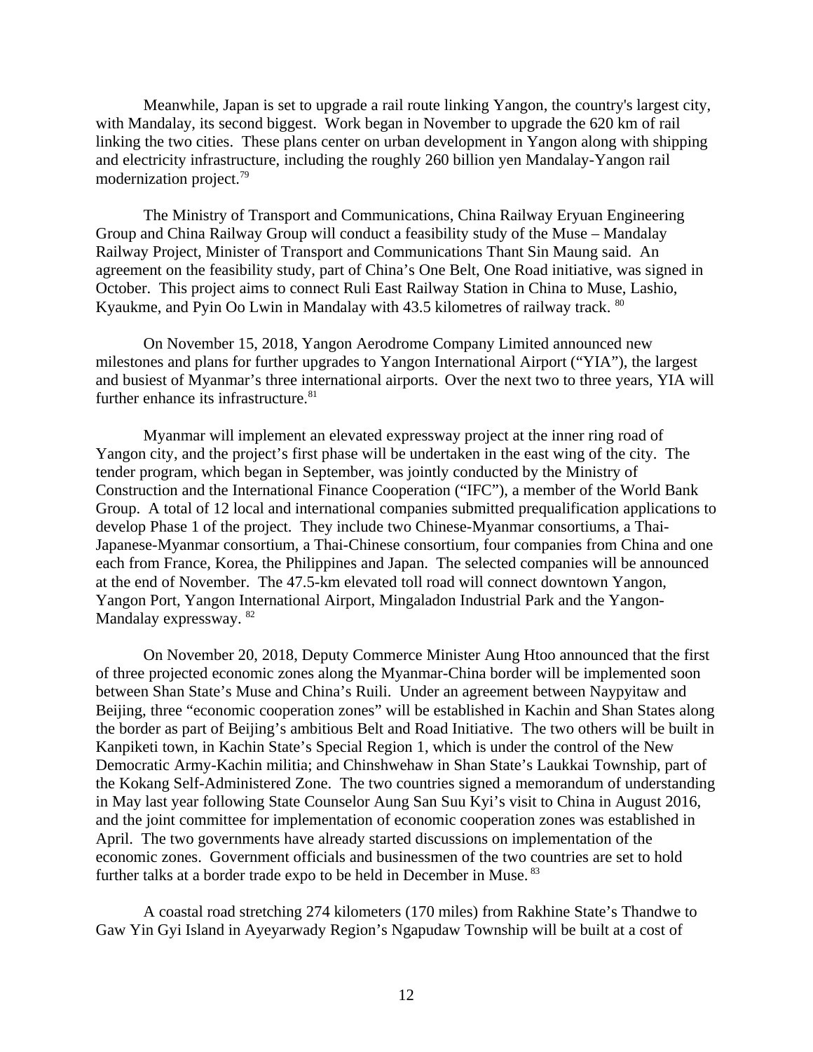Meanwhile, Japan is set to upgrade a rail route linking Yangon, the country's largest city, with Mandalay, its second biggest. Work began in November to upgrade the 620 km of rail linking the two cities. These plans center on urban development in Yangon along with shipping and electricity infrastructure, including the roughly 260 billion yen Mandalay-Yangon rail modernization project.[79]

The Ministry of Transport and Communications, China Railway Eryuan Engineering Group and China Railway Group will conduct a feasibility study of the Muse – Mandalay Railway Project, Minister of Transport and Communications Thant Sin Maung said. An agreement on the feasibility study, part of China's One Belt, One Road initiative, was signed in October. This project aims to connect Ruli East Railway Station in China to Muse, Lashio, Kyaukme, and Pyin Oo Lwin in Mandalay with 43.5 kilometres of railway track. [80]

On November 15, 2018, Yangon Aerodrome Company Limited announced new milestones and plans for further upgrades to Yangon International Airport ("YIA"), the largest and busiest of Myanmar's three international airports. Over the next two to three years, YIA will further enhance its infrastructure.[81]

Myanmar will implement an elevated expressway project at the inner ring road of Yangon city, and the project's first phase will be undertaken in the east wing of the city. The tender program, which began in September, was jointly conducted by the Ministry of Construction and the International Finance Cooperation ("IFC"), a member of the World Bank Group. A total of 12 local and international companies submitted prequalification applications to develop Phase 1 of the project. They include two Chinese-Myanmar consortiums, a Thai-Japanese-Myanmar consortium, a Thai-Chinese consortium, four companies from China and one each from France, Korea, the Philippines and Japan. The selected companies will be announced at the end of November. The 47.5-km elevated toll road will connect downtown Yangon, Yangon Port, Yangon International Airport, Mingaladon Industrial Park and the Yangon-Mandalay expressway. [82]

On November 20, 2018, Deputy Commerce Minister Aung Htoo announced that the first of three projected economic zones along the Myanmar-China border will be implemented soon between Shan State's Muse and China's Ruili. Under an agreement between Naypyitaw and Beijing, three "economic cooperation zones" will be established in Kachin and Shan States along the border as part of Beijing's ambitious Belt and Road Initiative. The two others will be built in Kanpiketi town, in Kachin State's Special Region 1, which is under the control of the New Democratic Army-Kachin militia; and Chinshwehaw in Shan State's Laukkai Township, part of the Kokang Self-Administered Zone. The two countries signed a memorandum of understanding in May last year following State Counselor Aung San Suu Kyi's visit to China in August 2016, and the joint committee for implementation of economic cooperation zones was established in April. The two governments have already started discussions on implementation of the economic zones. Government officials and businessmen of the two countries are set to hold further talks at a border trade expo to be held in December in Muse. [83]

A coastal road stretching 274 kilometers (170 miles) from Rakhine State's Thandwe to Gaw Yin Gyi Island in Ayeyarwady Region's Ngapudaw Township will be built at a cost of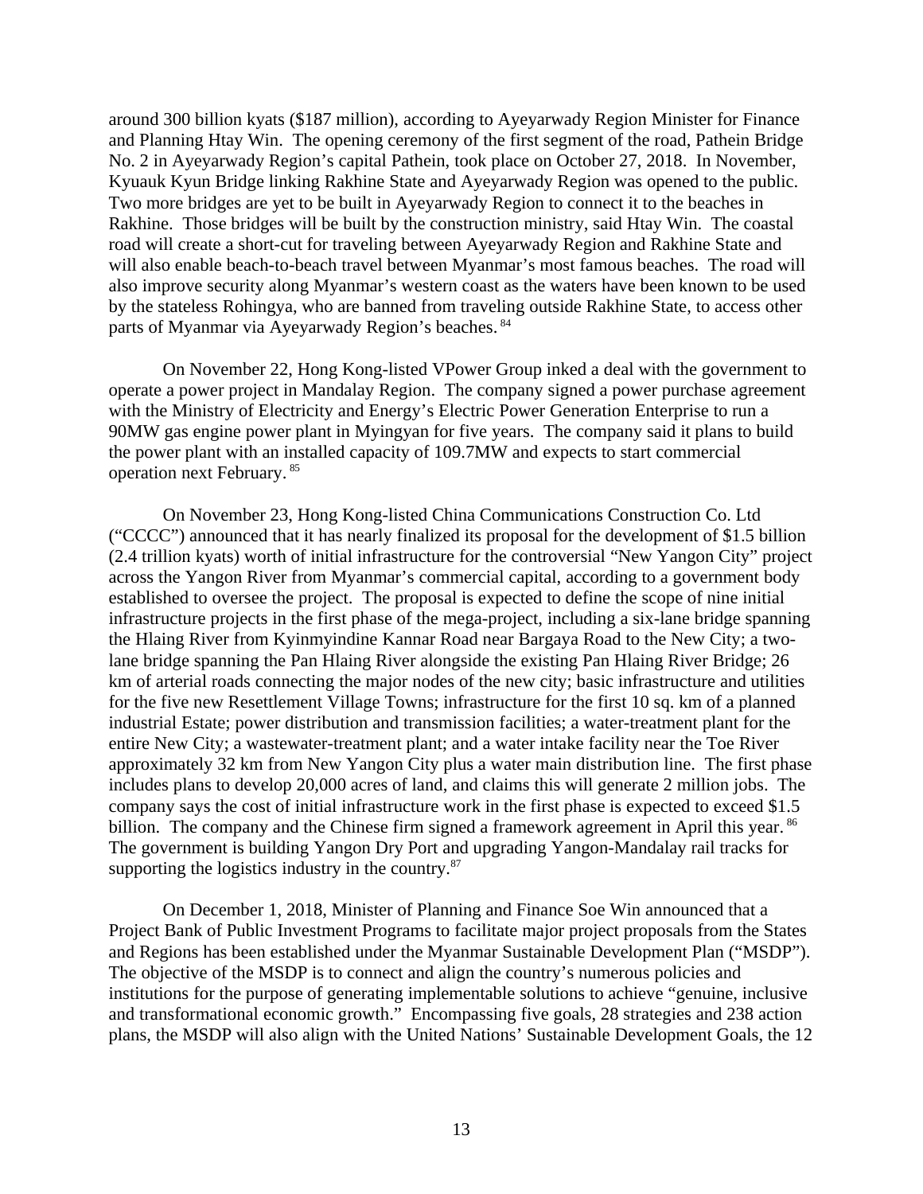around 300 billion kyats ($187 million), according to Ayeyarwady Region Minister for Finance and Planning Htay Win. The opening ceremony of the first segment of the road, Pathein Bridge No. 2 in Ayeyarwady Region's capital Pathein, took place on October 27, 2018. In November, Kyuauk Kyun Bridge linking Rakhine State and Ayeyarwady Region was opened to the public. Two more bridges are yet to be built in Ayeyarwady Region to connect it to the beaches in Rakhine. Those bridges will be built by the construction ministry, said Htay Win. The coastal road will create a short-cut for traveling between Ayeyarwady Region and Rakhine State and will also enable beach-to-beach travel between Myanmar's most famous beaches. The road will also improve security along Myanmar's western coast as the waters have been known to be used by the stateless Rohingya, who are banned from traveling outside Rakhine State, to access other parts of Myanmar via Ayeyarwady Region's beaches. [84]

On November 22, Hong Kong-listed VPower Group inked a deal with the government to operate a power project in Mandalay Region. The company signed a power purchase agreement with the Ministry of Electricity and Energy's Electric Power Generation Enterprise to run a 90MW gas engine power plant in Myingyan for five years. The company said it plans to build the power plant with an installed capacity of 109.7MW and expects to start commercial operation next February. [85]

On November 23, Hong Kong-listed China Communications Construction Co. Ltd ("CCCC") announced that it has nearly finalized its proposal for the development of $1.5 billion (2.4 trillion kyats) worth of initial infrastructure for the controversial "New Yangon City" project across the Yangon River from Myanmar's commercial capital, according to a government body established to oversee the project. The proposal is expected to define the scope of nine initial infrastructure projects in the first phase of the mega-project, including a six-lane bridge spanning the Hlaing River from Kyinmyindine Kannar Road near Bargaya Road to the New City; a two-lane bridge spanning the Pan Hlaing River alongside the existing Pan Hlaing River Bridge; 26 km of arterial roads connecting the major nodes of the new city; basic infrastructure and utilities for the five new Resettlement Village Towns; infrastructure for the first 10 sq. km of a planned industrial Estate; power distribution and transmission facilities; a water-treatment plant for the entire New City; a wastewater-treatment plant; and a water intake facility near the Toe River approximately 32 km from New Yangon City plus a water main distribution line. The first phase includes plans to develop 20,000 acres of land, and claims this will generate 2 million jobs. The company says the cost of initial infrastructure work in the first phase is expected to exceed $1.5 billion. The company and the Chinese firm signed a framework agreement in April this year. [86] The government is building Yangon Dry Port and upgrading Yangon-Mandalay rail tracks for supporting the logistics industry in the country.[87]

On December 1, 2018, Minister of Planning and Finance Soe Win announced that a Project Bank of Public Investment Programs to facilitate major project proposals from the States and Regions has been established under the Myanmar Sustainable Development Plan ("MSDP"). The objective of the MSDP is to connect and align the country's numerous policies and institutions for the purpose of generating implementable solutions to achieve "genuine, inclusive and transformational economic growth." Encompassing five goals, 28 strategies and 238 action plans, the MSDP will also align with the United Nations' Sustainable Development Goals, the 12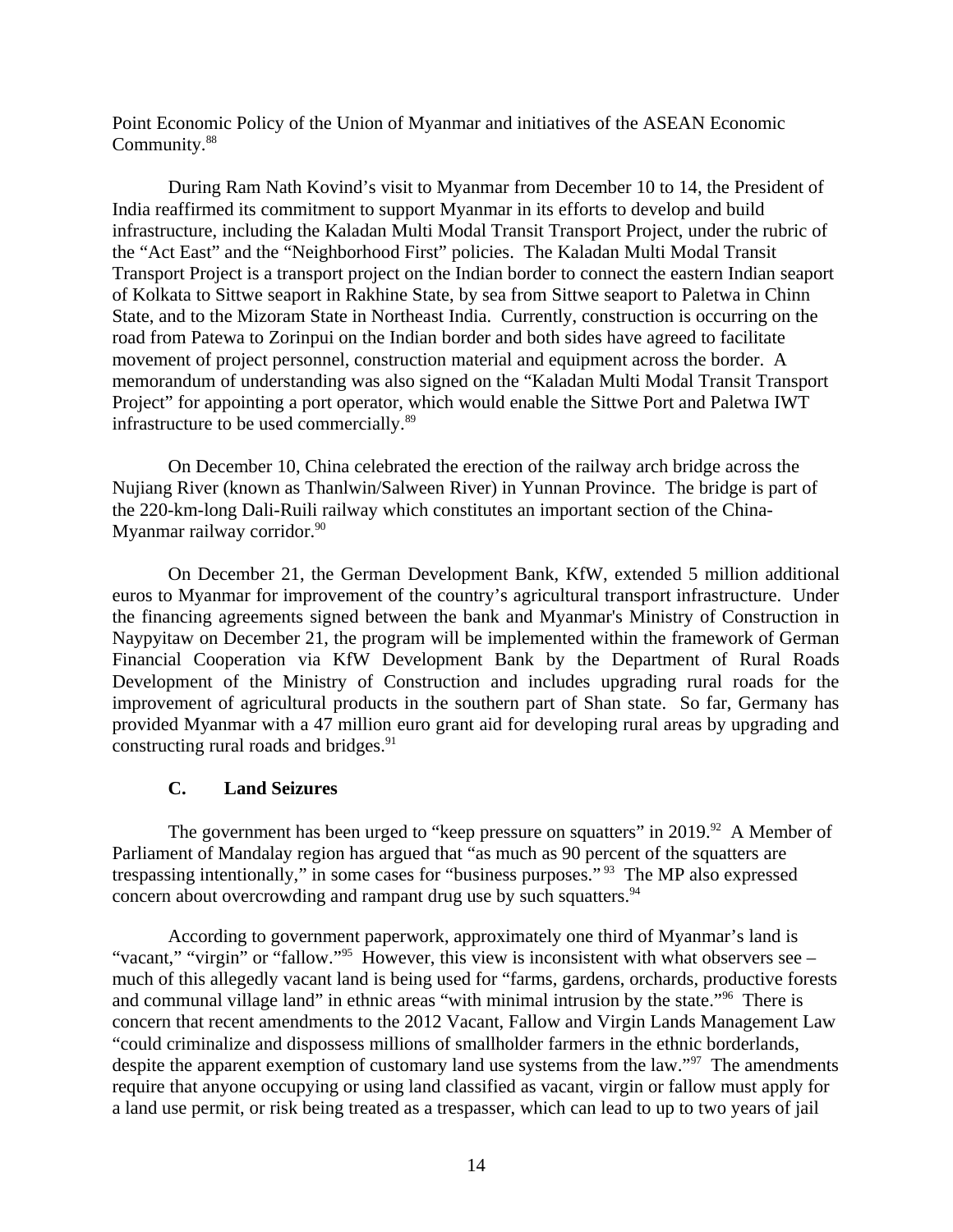Point Economic Policy of the Union of Myanmar and initiatives of the ASEAN Economic Community.[88]

During Ram Nath Kovind's visit to Myanmar from December 10 to 14, the President of India reaffirmed its commitment to support Myanmar in its efforts to develop and build infrastructure, including the Kaladan Multi Modal Transit Transport Project, under the rubric of the "Act East" and the "Neighborhood First" policies. The Kaladan Multi Modal Transit Transport Project is a transport project on the Indian border to connect the eastern Indian seaport of Kolkata to Sittwe seaport in Rakhine State, by sea from Sittwe seaport to Paletwa in Chinn State, and to the Mizoram State in Northeast India. Currently, construction is occurring on the road from Patewa to Zorinpui on the Indian border and both sides have agreed to facilitate movement of project personnel, construction material and equipment across the border. A memorandum of understanding was also signed on the "Kaladan Multi Modal Transit Transport Project" for appointing a port operator, which would enable the Sittwe Port and Paletwa IWT infrastructure to be used commercially.[89]

On December 10, China celebrated the erection of the railway arch bridge across the Nujiang River (known as Thanlwin/Salween River) in Yunnan Province. The bridge is part of the 220-km-long Dali-Ruili railway which constitutes an important section of the China-Myanmar railway corridor.[90]

On December 21, the German Development Bank, KfW, extended 5 million additional euros to Myanmar for improvement of the country's agricultural transport infrastructure. Under the financing agreements signed between the bank and Myanmar's Ministry of Construction in Naypyitaw on December 21, the program will be implemented within the framework of German Financial Cooperation via KfW Development Bank by the Department of Rural Roads Development of the Ministry of Construction and includes upgrading rural roads for the improvement of agricultural products in the southern part of Shan state. So far, Germany has provided Myanmar with a 47 million euro grant aid for developing rural areas by upgrading and constructing rural roads and bridges.[91]

### C. Land Seizures

The government has been urged to "keep pressure on squatters" in 2019.[92] A Member of Parliament of Mandalay region has argued that "as much as 90 percent of the squatters are trespassing intentionally," in some cases for "business purposes."[93] The MP also expressed concern about overcrowding and rampant drug use by such squatters.[94]

According to government paperwork, approximately one third of Myanmar's land is "vacant," "virgin" or "fallow."[95] However, this view is inconsistent with what observers see – much of this allegedly vacant land is being used for "farms, gardens, orchards, productive forests and communal village land" in ethnic areas "with minimal intrusion by the state."[96] There is concern that recent amendments to the 2012 Vacant, Fallow and Virgin Lands Management Law "could criminalize and dispossess millions of smallholder farmers in the ethnic borderlands, despite the apparent exemption of customary land use systems from the law."[97] The amendments require that anyone occupying or using land classified as vacant, virgin or fallow must apply for a land use permit, or risk being treated as a trespasser, which can lead to up to two years of jail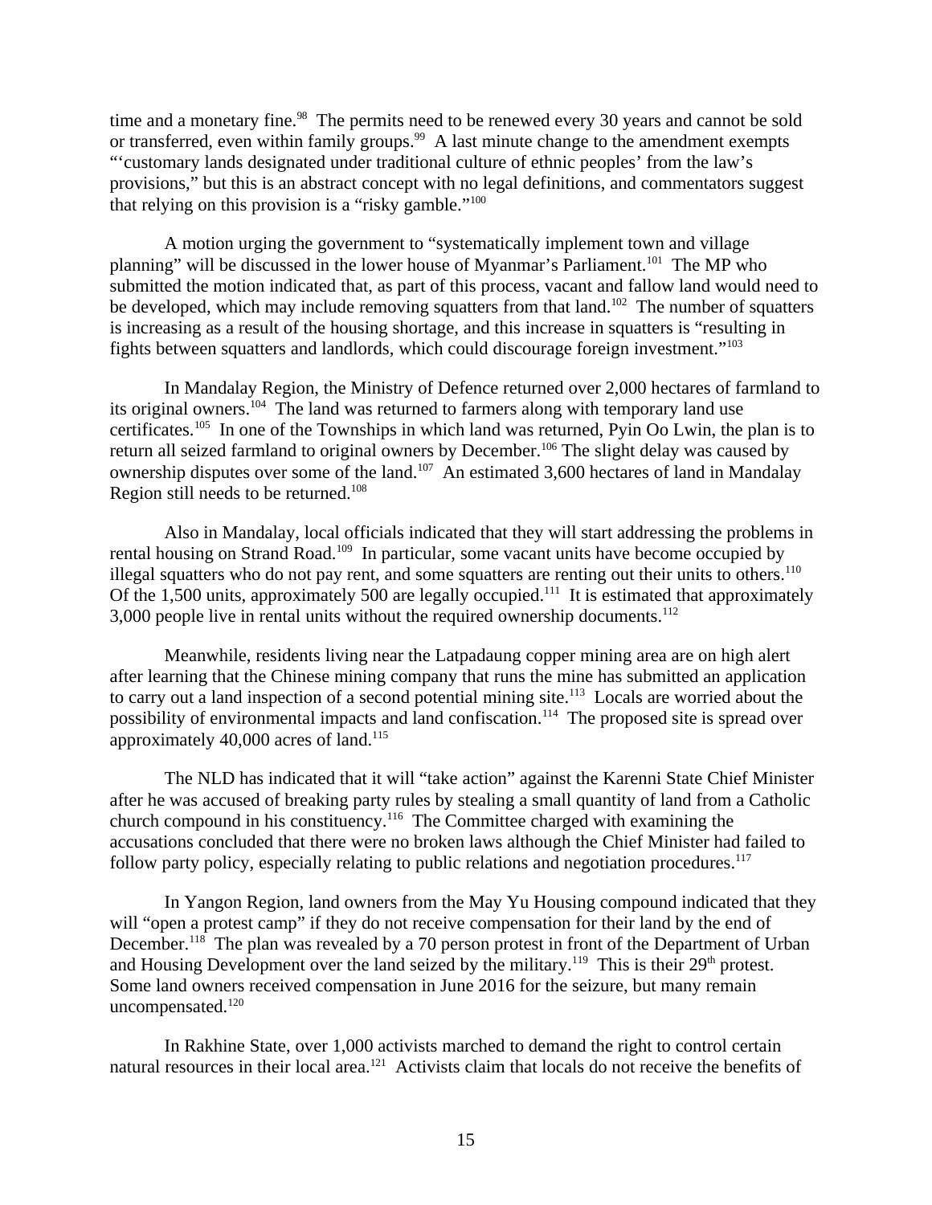time and a monetary fine.[98] The permits need to be renewed every 30 years and cannot be sold or transferred, even within family groups.[99] A last minute change to the amendment exempts "'customary lands designated under traditional culture of ethnic peoples' from the law's provisions," but this is an abstract concept with no legal definitions, and commentators suggest that relying on this provision is a "risky gamble."[100]

A motion urging the government to "systematically implement town and village planning" will be discussed in the lower house of Myanmar's Parliament.[101] The MP who submitted the motion indicated that, as part of this process, vacant and fallow land would need to be developed, which may include removing squatters from that land.[102] The number of squatters is increasing as a result of the housing shortage, and this increase in squatters is "resulting in fights between squatters and landlords, which could discourage foreign investment."[103]

In Mandalay Region, the Ministry of Defence returned over 2,000 hectares of farmland to its original owners.[104] The land was returned to farmers along with temporary land use certificates.[105] In one of the Townships in which land was returned, Pyin Oo Lwin, the plan is to return all seized farmland to original owners by December.[106] The slight delay was caused by ownership disputes over some of the land.[107] An estimated 3,600 hectares of land in Mandalay Region still needs to be returned.[108]

Also in Mandalay, local officials indicated that they will start addressing the problems in rental housing on Strand Road.[109] In particular, some vacant units have become occupied by illegal squatters who do not pay rent, and some squatters are renting out their units to others.[110] Of the 1,500 units, approximately 500 are legally occupied.[111] It is estimated that approximately 3,000 people live in rental units without the required ownership documents.[112]

Meanwhile, residents living near the Latpadaung copper mining area are on high alert after learning that the Chinese mining company that runs the mine has submitted an application to carry out a land inspection of a second potential mining site.[113] Locals are worried about the possibility of environmental impacts and land confiscation.[114] The proposed site is spread over approximately 40,000 acres of land.[115]

The NLD has indicated that it will "take action" against the Karenni State Chief Minister after he was accused of breaking party rules by stealing a small quantity of land from a Catholic church compound in his constituency.[116] The Committee charged with examining the accusations concluded that there were no broken laws although the Chief Minister had failed to follow party policy, especially relating to public relations and negotiation procedures.[117]

In Yangon Region, land owners from the May Yu Housing compound indicated that they will "open a protest camp" if they do not receive compensation for their land by the end of December.[118] The plan was revealed by a 70 person protest in front of the Department of Urban and Housing Development over the land seized by the military.[119] This is their 29th protest. Some land owners received compensation in June 2016 for the seizure, but many remain uncompensated.[120]

In Rakhine State, over 1,000 activists marched to demand the right to control certain natural resources in their local area.[121] Activists claim that locals do not receive the benefits of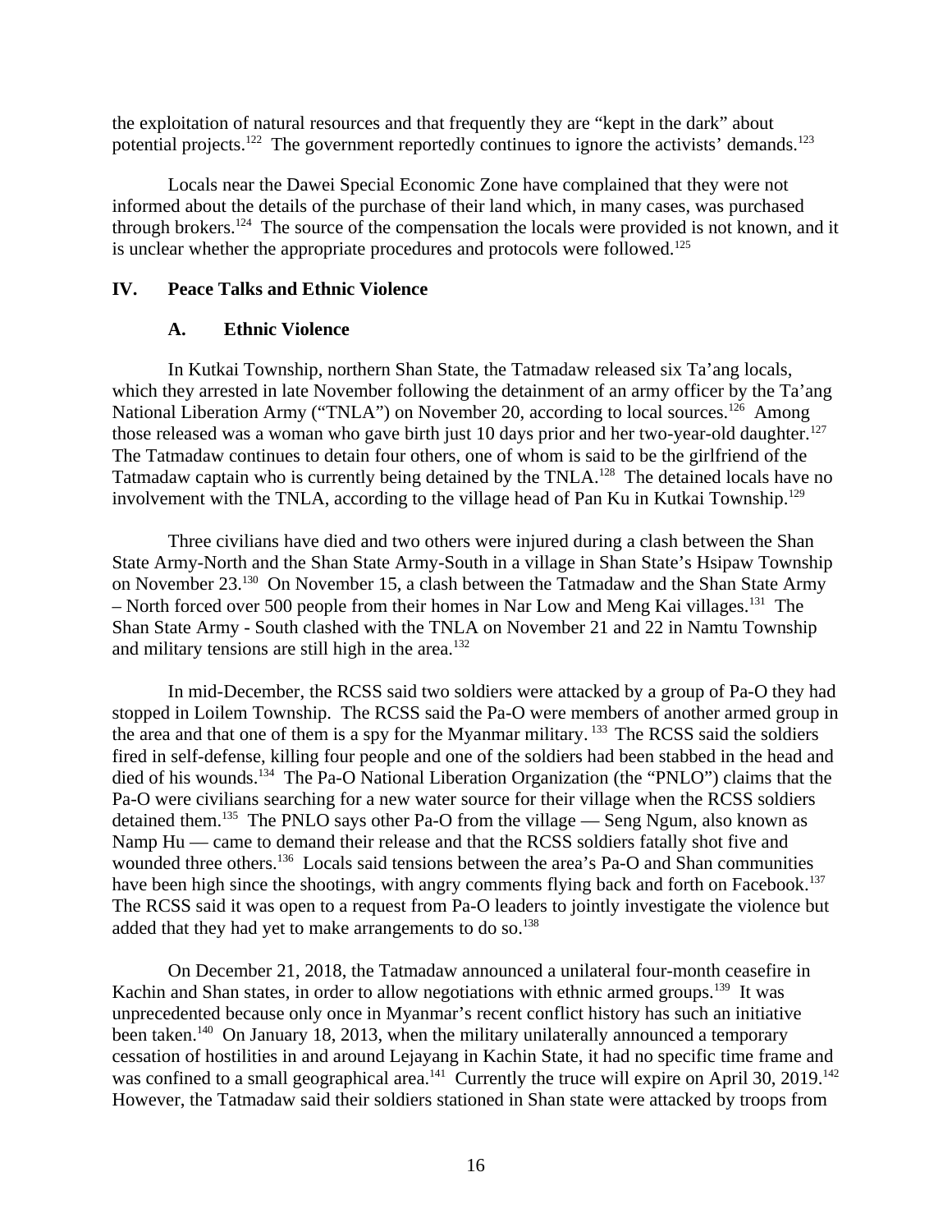the exploitation of natural resources and that frequently they are "kept in the dark" about potential projects.[122] The government reportedly continues to ignore the activists' demands.[123]

Locals near the Dawei Special Economic Zone have complained that they were not informed about the details of the purchase of their land which, in many cases, was purchased through brokers.[124] The source of the compensation the locals were provided is not known, and it is unclear whether the appropriate procedures and protocols were followed.[125]

## IV. Peace Talks and Ethnic Violence

### A. Ethnic Violence

In Kutkai Township, northern Shan State, the Tatmadaw released six Ta'ang locals, which they arrested in late November following the detainment of an army officer by the Ta'ang National Liberation Army ("TNLA") on November 20, according to local sources.[126] Among those released was a woman who gave birth just 10 days prior and her two-year-old daughter.[127] The Tatmadaw continues to detain four others, one of whom is said to be the girlfriend of the Tatmadaw captain who is currently being detained by the TNLA.[128] The detained locals have no involvement with the TNLA, according to the village head of Pan Ku in Kutkai Township.[129]

Three civilians have died and two others were injured during a clash between the Shan State Army-North and the Shan State Army-South in a village in Shan State's Hsipaw Township on November 23.[130] On November 15, a clash between the Tatmadaw and the Shan State Army – North forced over 500 people from their homes in Nar Low and Meng Kai villages.[131] The Shan State Army - South clashed with the TNLA on November 21 and 22 in Namtu Township and military tensions are still high in the area.[132]

In mid-December, the RCSS said two soldiers were attacked by a group of Pa-O they had stopped in Loilem Township. The RCSS said the Pa-O were members of another armed group in the area and that one of them is a spy for the Myanmar military.[133] The RCSS said the soldiers fired in self-defense, killing four people and one of the soldiers had been stabbed in the head and died of his wounds.[134] The Pa-O National Liberation Organization (the "PNLO") claims that the Pa-O were civilians searching for a new water source for their village when the RCSS soldiers detained them.[135] The PNLO says other Pa-O from the village — Seng Ngum, also known as Namp Hu — came to demand their release and that the RCSS soldiers fatally shot five and wounded three others.[136] Locals said tensions between the area's Pa-O and Shan communities have been high since the shootings, with angry comments flying back and forth on Facebook.[137] The RCSS said it was open to a request from Pa-O leaders to jointly investigate the violence but added that they had yet to make arrangements to do so.[138]

On December 21, 2018, the Tatmadaw announced a unilateral four-month ceasefire in Kachin and Shan states, in order to allow negotiations with ethnic armed groups.[139] It was unprecedented because only once in Myanmar's recent conflict history has such an initiative been taken.[140] On January 18, 2013, when the military unilaterally announced a temporary cessation of hostilities in and around Lejayang in Kachin State, it had no specific time frame and was confined to a small geographical area.[141] Currently the truce will expire on April 30, 2019.[142] However, the Tatmadaw said their soldiers stationed in Shan state were attacked by troops from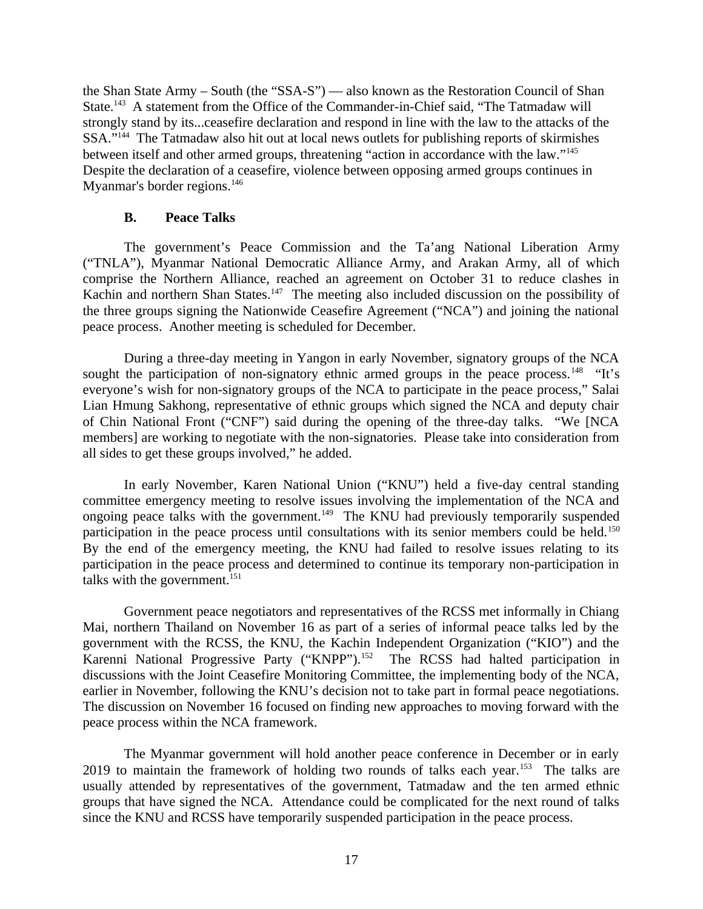the Shan State Army – South (the "SSA-S") — also known as the Restoration Council of Shan State.[143] A statement from the Office of the Commander-in-Chief said, "The Tatmadaw will strongly stand by its...ceasefire declaration and respond in line with the law to the attacks of the SSA."[144] The Tatmadaw also hit out at local news outlets for publishing reports of skirmishes between itself and other armed groups, threatening "action in accordance with the law."[145] Despite the declaration of a ceasefire, violence between opposing armed groups continues in Myanmar's border regions.[146]

### B. Peace Talks

The government's Peace Commission and the Ta'ang National Liberation Army ("TNLA"), Myanmar National Democratic Alliance Army, and Arakan Army, all of which comprise the Northern Alliance, reached an agreement on October 31 to reduce clashes in Kachin and northern Shan States.[147] The meeting also included discussion on the possibility of the three groups signing the Nationwide Ceasefire Agreement ("NCA") and joining the national peace process. Another meeting is scheduled for December.

During a three-day meeting in Yangon in early November, signatory groups of the NCA sought the participation of non-signatory ethnic armed groups in the peace process.[148] "It's everyone's wish for non-signatory groups of the NCA to participate in the peace process," Salai Lian Hmung Sakhong, representative of ethnic groups which signed the NCA and deputy chair of Chin National Front ("CNF") said during the opening of the three-day talks. "We [NCA members] are working to negotiate with the non-signatories. Please take into consideration from all sides to get these groups involved," he added.

In early November, Karen National Union ("KNU") held a five-day central standing committee emergency meeting to resolve issues involving the implementation of the NCA and ongoing peace talks with the government.[149] The KNU had previously temporarily suspended participation in the peace process until consultations with its senior members could be held.[150] By the end of the emergency meeting, the KNU had failed to resolve issues relating to its participation in the peace process and determined to continue its temporary non-participation in talks with the government.[151]

Government peace negotiators and representatives of the RCSS met informally in Chiang Mai, northern Thailand on November 16 as part of a series of informal peace talks led by the government with the RCSS, the KNU, the Kachin Independent Organization ("KIO") and the Karenni National Progressive Party ("KNPP").[152] The RCSS had halted participation in discussions with the Joint Ceasefire Monitoring Committee, the implementing body of the NCA, earlier in November, following the KNU's decision not to take part in formal peace negotiations. The discussion on November 16 focused on finding new approaches to moving forward with the peace process within the NCA framework.

The Myanmar government will hold another peace conference in December or in early 2019 to maintain the framework of holding two rounds of talks each year.[153] The talks are usually attended by representatives of the government, Tatmadaw and the ten armed ethnic groups that have signed the NCA. Attendance could be complicated for the next round of talks since the KNU and RCSS have temporarily suspended participation in the peace process.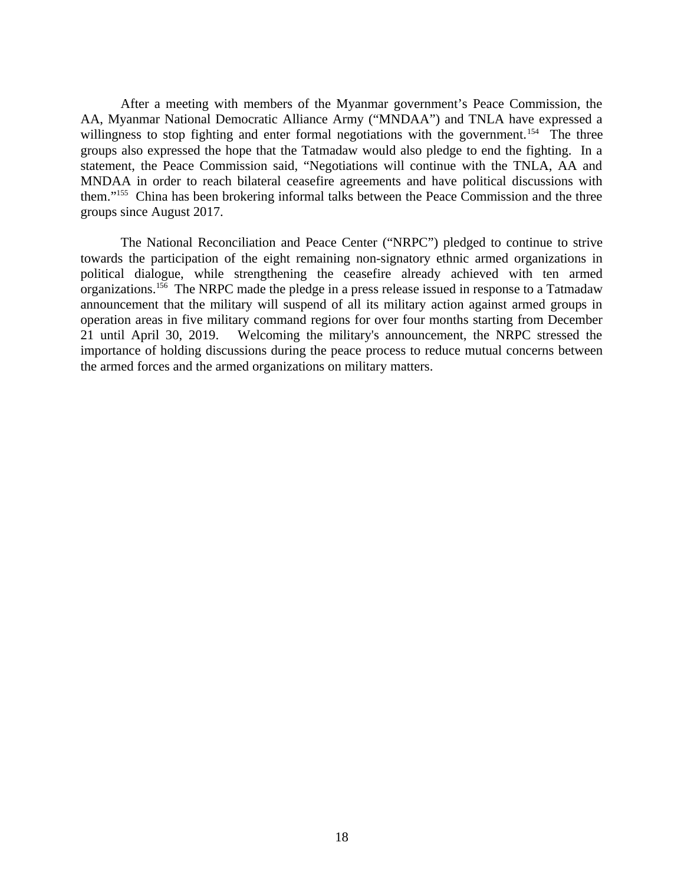After a meeting with members of the Myanmar government's Peace Commission, the AA, Myanmar National Democratic Alliance Army ("MNDAA") and TNLA have expressed a willingness to stop fighting and enter formal negotiations with the government.[154] The three groups also expressed the hope that the Tatmadaw would also pledge to end the fighting. In a statement, the Peace Commission said, "Negotiations will continue with the TNLA, AA and MNDAA in order to reach bilateral ceasefire agreements and have political discussions with them."[155] China has been brokering informal talks between the Peace Commission and the three groups since August 2017.

The National Reconciliation and Peace Center ("NRPC") pledged to continue to strive towards the participation of the eight remaining non-signatory ethnic armed organizations in political dialogue, while strengthening the ceasefire already achieved with ten armed organizations.[156] The NRPC made the pledge in a press release issued in response to a Tatmadaw announcement that the military will suspend of all its military action against armed groups in operation areas in five military command regions for over four months starting from December 21 until April 30, 2019. Welcoming the military's announcement, the NRPC stressed the importance of holding discussions during the peace process to reduce mutual concerns between the armed forces and the armed organizations on military matters.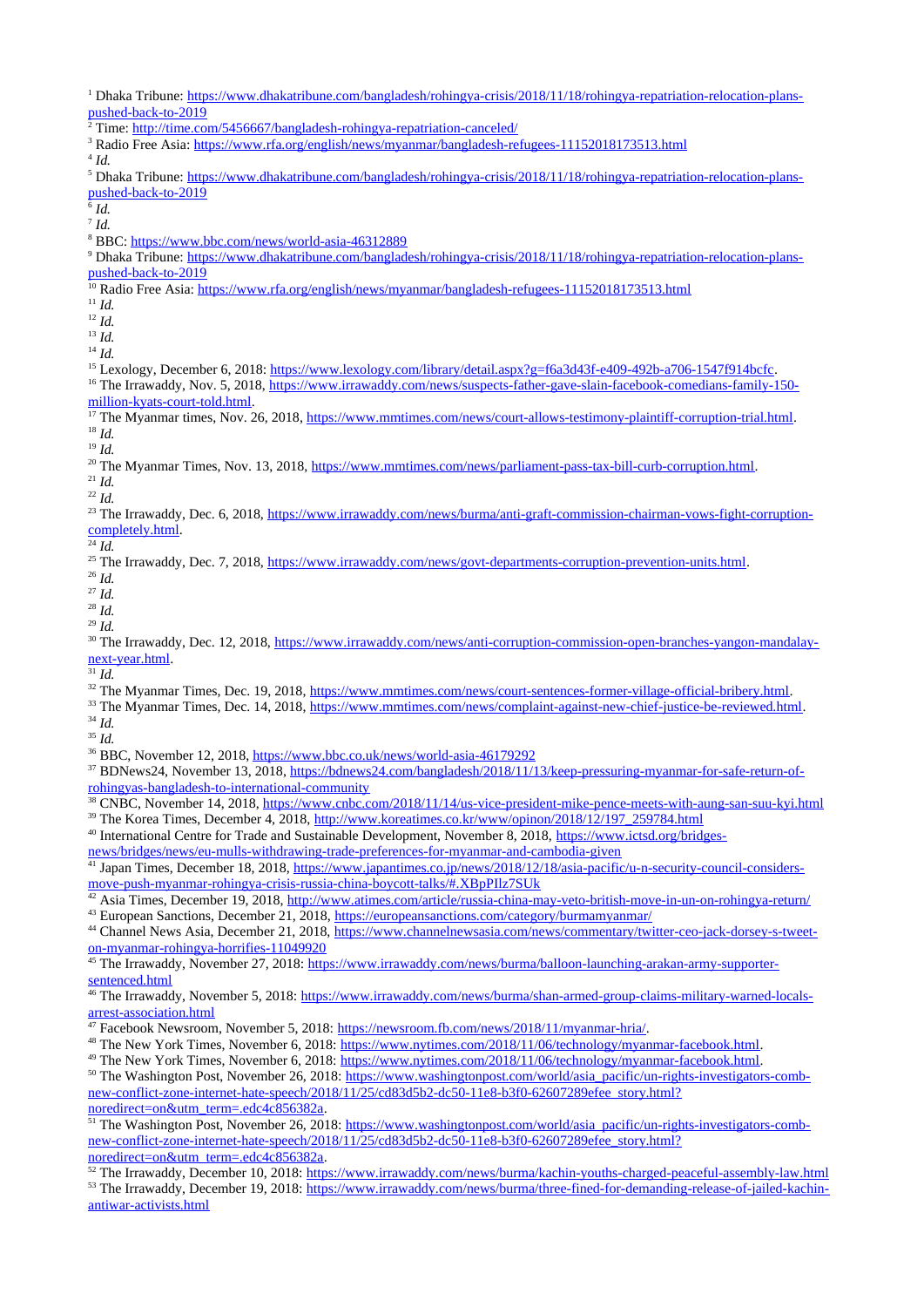[1] Dhaka Tribune: https://www.dhakatribune.com/bangladesh/rohingya-crisis/2018/11/18/rohingya-repatriation-relocation-plans-pushed-back-to-2019

[2] Time: http://time.com/5456667/bangladesh-rohingya-repatriation-canceled/

[3] Radio Free Asia: https://www.rfa.org/english/news/myanmar/bangladesh-refugees-11152018173513.html

[4] *Id.*

[5] Dhaka Tribune: https://www.dhakatribune.com/bangladesh/rohingya-crisis/2018/11/18/rohingya-repatriation-relocation-plans-pushed-back-to-2019

[6] *Id.*

[7] *Id.*

[8] BBC: https://www.bbc.com/news/world-asia-46312889

[9] Dhaka Tribune: https://www.dhakatribune.com/bangladesh/rohingya-crisis/2018/11/18/rohingya-repatriation-relocation-plans-pushed-back-to-2019

[10] Radio Free Asia: https://www.rfa.org/english/news/myanmar/bangladesh-refugees-11152018173513.html

[11] *Id.*

[12] *Id.*

[13] *Id.*

[14] *Id.*

[15] Lexology, December 6, 2018: https://www.lexology.com/library/detail.aspx?g=f6a3d43f-e409-492b-a706-1547f914bcfc.

[16] The Irrawaddy, Nov. 5, 2018, https://www.irrawaddy.com/news/suspects-father-gave-slain-facebook-comedians-family-150-million-kyats-court-told.html.

[17] The Myanmar times, Nov. 26, 2018, https://www.mmtimes.com/news/court-allows-testimony-plaintiff-corruption-trial.html.

[18] *Id.*

[19] *Id.*

[20] The Myanmar Times, Nov. 13, 2018, https://www.mmtimes.com/news/parliament-pass-tax-bill-curb-corruption.html.

[21] *Id.*

[22] *Id.*

[23] The Irrawaddy, Dec. 6, 2018, https://www.irrawaddy.com/news/burma/anti-graft-commission-chairman-vows-fight-corruption-completely.html.

[24] *Id.*

[25] The Irrawaddy, Dec. 7, 2018, https://www.irrawaddy.com/news/govt-departments-corruption-prevention-units.html.

[26] *Id.*

[27] *Id.*

[28] *Id.*

[29] *Id.*

[30] The Irrawaddy, Dec. 12, 2018, https://www.irrawaddy.com/news/anti-corruption-commission-open-branches-yangon-mandalay-next-year.html.

[31] *Id.*

[32] The Myanmar Times, Dec. 19, 2018, https://www.mmtimes.com/news/court-sentences-former-village-official-bribery.html.

[33] The Myanmar Times, Dec. 14, 2018, https://www.mmtimes.com/news/complaint-against-new-chief-justice-be-reviewed.html.

[34] *Id.*

[35] *Id.*

[36] BBC, November 12, 2018, https://www.bbc.co.uk/news/world-asia-46179292

[37] BDNews24, November 13, 2018, https://bdnews24.com/bangladesh/2018/11/13/keep-pressuring-myanmar-for-safe-return-of-rohingyas-bangladesh-to-international-community

[38] CNBC, November 14, 2018, https://www.cnbc.com/2018/11/14/us-vice-president-mike-pence-meets-with-aung-san-suu-kyi.html

[39] The Korea Times, December 4, 2018, http://www.koreatimes.co.kr/www/opinon/2018/12/197_259784.html

[40] International Centre for Trade and Sustainable Development, November 8, 2018, https://www.ictsd.org/bridges-news/bridges/news/eu-mulls-withdrawing-trade-preferences-for-myanmar-and-cambodia-given

[41] Japan Times, December 18, 2018, https://www.japantimes.co.jp/news/2018/12/18/asia-pacific/u-n-security-council-considers-move-push-myanmar-rohingya-crisis-russia-china-boycott-talks/#.XBpPIlz7SUk

[42] Asia Times, December 19, 2018, http://www.atimes.com/article/russia-china-may-veto-british-move-in-un-on-rohingya-return/

[43] European Sanctions, December 21, 2018, https://europeansanctions.com/category/burmamyanmar/

[44] Channel News Asia, December 21, 2018, https://www.channelnewsasia.com/news/commentary/twitter-ceo-jack-dorsey-s-tweet-on-myanmar-rohingya-horrifies-11049920

[45] The Irrawaddy, November 27, 2018: https://www.irrawaddy.com/news/burma/balloon-launching-arakan-army-supporter-sentenced.html

[46] The Irrawaddy, November 5, 2018: https://www.irrawaddy.com/news/burma/shan-armed-group-claims-military-warned-locals-arrest-association.html

[47] Facebook Newsroom, November 5, 2018: https://newsroom.fb.com/news/2018/11/myanmar-hria/.

[48] The New York Times, November 6, 2018: https://www.nytimes.com/2018/11/06/technology/myanmar-facebook.html.

[49] The New York Times, November 6, 2018: https://www.nytimes.com/2018/11/06/technology/myanmar-facebook.html.

[50] The Washington Post, November 26, 2018: https://www.washingtonpost.com/world/asia_pacific/un-rights-investigators-comb-new-conflict-zone-internet-hate-speech/2018/11/25/cd83d5b2-dc50-11e8-b3f0-62607289efee_story.html?noredirect=on&utm_term=.edc4c856382a.

[51] The Washington Post, November 26, 2018: https://www.washingtonpost.com/world/asia_pacific/un-rights-investigators-comb-new-conflict-zone-internet-hate-speech/2018/11/25/cd83d5b2-dc50-11e8-b3f0-62607289efee_story.html?noredirect=on&utm_term=.edc4c856382a.

[52] The Irrawaddy, December 10, 2018: https://www.irrawaddy.com/news/burma/kachin-youths-charged-peaceful-assembly-law.html

[53] The Irrawaddy, December 19, 2018: https://www.irrawaddy.com/news/burma/three-fined-for-demanding-release-of-jailed-kachin-antiwar-activists.html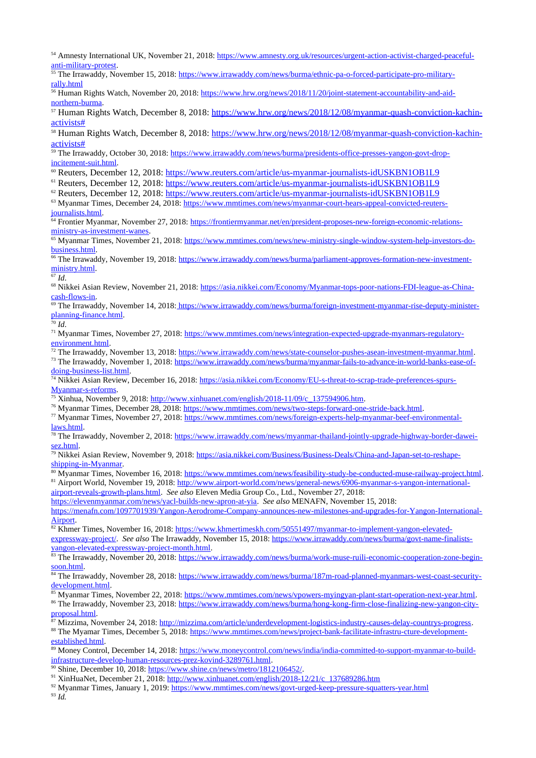[54] Amnesty International UK, November 21, 2018: https://www.amnesty.org.uk/resources/urgent-action-activist-charged-peaceful-anti-military-protest.

[55] The Irrawaddy, November 15, 2018: https://www.irrawaddy.com/news/burma/ethnic-pa-o-forced-participate-pro-military-rally.html

[56] Human Rights Watch, November 20, 2018: https://www.hrw.org/news/2018/11/20/joint-statement-accountability-and-aid-northern-burma.

[57] Human Rights Watch, December 8, 2018: https://www.hrw.org/news/2018/12/08/myanmar-quash-conviction-kachin-activists#

[58] Human Rights Watch, December 8, 2018: https://www.hrw.org/news/2018/12/08/myanmar-quash-conviction-kachin-activists#

[59] The Irrawaddy, October 30, 2018: https://www.irrawaddy.com/news/burma/presidents-office-presses-yangon-govt-drop-incitement-suit.html.

[60] Reuters, December 12, 2018: https://www.reuters.com/article/us-myanmar-journalists-idUSKBN1OB1L9

[61] Reuters, December 12, 2018: https://www.reuters.com/article/us-myanmar-journalists-idUSKBN1OB1L9

[62] Reuters, December 12, 2018: https://www.reuters.com/article/us-myanmar-journalists-idUSKBN1OB1L9

[63] Myanmar Times, December 24, 2018: https://www.mmtimes.com/news/myanmar-court-hears-appeal-convicted-reuters-journalists.html.

[64] Frontier Myanmar, November 27, 2018: https://frontiermyanmar.net/en/president-proposes-new-foreign-economic-relations-ministry-as-investment-wanes.

[65] Myanmar Times, November 21, 2018: https://www.mmtimes.com/news/new-ministry-single-window-system-help-investors-do-business.html.

[66] The Irrawaddy, November 19, 2018: https://www.irrawaddy.com/news/burma/parliament-approves-formation-new-investment-ministry.html.

[67] *Id*.

[68] Nikkei Asian Review, November 21, 2018: https://asia.nikkei.com/Economy/Myanmar-tops-poor-nations-FDI-league-as-China-cash-flows-in.

[69] The Irrawaddy, November 14, 2018: https://www.irrawaddy.com/news/burma/foreign-investment-myanmar-rise-deputy-minister-planning-finance.html.

[70] *Id*.

[71] Myanmar Times, November 27, 2018: https://www.mmtimes.com/news/integration-expected-upgrade-myanmars-regulatory-environment.html.

[72] The Irrawaddy, November 13, 2018: https://www.irrawaddy.com/news/state-counselor-pushes-asean-investment-myanmar.html.

[73] The Irrawaddy, November 1, 2018: https://www.irrawaddy.com/news/burma/myanmar-fails-to-advance-in-world-banks-ease-of-doing-business-list.html.

[74] Nikkei Asian Review, December 16, 2018: https://asia.nikkei.com/Economy/EU-s-threat-to-scrap-trade-preferences-spurs-Myanmar-s-reforms.

[75] Xinhua, November 9, 2018: http://www.xinhuanet.com/english/2018-11/09/c_137594906.htm.

[76] Myanmar Times, December 28, 2018: https://www.mmtimes.com/news/two-steps-forward-one-stride-back.html.

[77] Myanmar Times, November 27, 2018: https://www.mmtimes.com/news/foreign-experts-help-myanmar-beef-environmental-laws.html.

[78] The Irrawaddy, November 2, 2018: https://www.irrawaddy.com/news/myanmar-thailand-jointly-upgrade-highway-border-dawei-sez.html.

[79] Nikkei Asian Review, November 9, 2018: https://asia.nikkei.com/Business/Business-Deals/China-and-Japan-set-to-reshape-shipping-in-Myanmar.

[80] Myanmar Times, November 16, 2018: https://www.mmtimes.com/news/feasibility-study-be-conducted-muse-railway-project.html.

[81] Airport World, November 19, 2018: http://www.airport-world.com/news/general-news/6906-myanmar-s-yangon-international-airport-reveals-growth-plans.html. *See also* Eleven Media Group Co., Ltd., November 27, 2018: https://elevenmyanmar.com/news/yacl-builds-new-apron-at-yia. *See also* MENAFN, November 15, 2018: https://menafn.com/1097701939/Yangon-Aerodrome-Company-announces-new-milestones-and-upgrades-for-Yangon-International-Airport.

[82] Khmer Times, November 16, 2018: https://www.khmertimeskh.com/50551497/myanmar-to-implement-yangon-elevated-expressway-project/. *See also* The Irrawaddy, November 15, 2018: https://www.irrawaddy.com/news/burma/govt-name-finalists-yangon-elevated-expressway-project-month.html.

[83] The Irrawaddy, November 20, 2018: https://www.irrawaddy.com/news/burma/work-muse-ruili-economic-cooperation-zone-begin-soon.html.

[84] The Irrawaddy, November 28, 2018: https://www.irrawaddy.com/news/burma/187m-road-planned-myanmars-west-coast-security-development.html.

[85] Myanmar Times, November 22, 2018: https://www.mmtimes.com/news/vpowers-myingyan-plant-start-operation-next-year.html.

[86] The Irrawaddy, November 23, 2018: https://www.irrawaddy.com/news/burma/hong-kong-firm-close-finalizing-new-yangon-city-proposal.html.

[87] Mizzima, November 24, 2018: http://mizzima.com/article/underdevelopment-logistics-industry-causes-delay-countrys-progress.

[88] The Myamar Times, December 5, 2018: https://www.mmtimes.com/news/project-bank-facilitate-infrastru-cture-development-established.html.

[89] Money Control, December 14, 2018: https://www.moneycontrol.com/news/india/india-committed-to-support-myanmar-to-build-infrastructure-develop-human-resources-prez-kovind-3289761.html.

[90] Shine, December 10, 2018: https://www.shine.cn/news/metro/1812106452/.

[91] XinHuaNet, December 21, 2018: http://www.xinhuanet.com/english/2018-12/21/c_137689286.htm

[92] Myanmar Times, January 1, 2019: https://www.mmtimes.com/news/govt-urged-keep-pressure-squatters-year.html

[93] *Id.*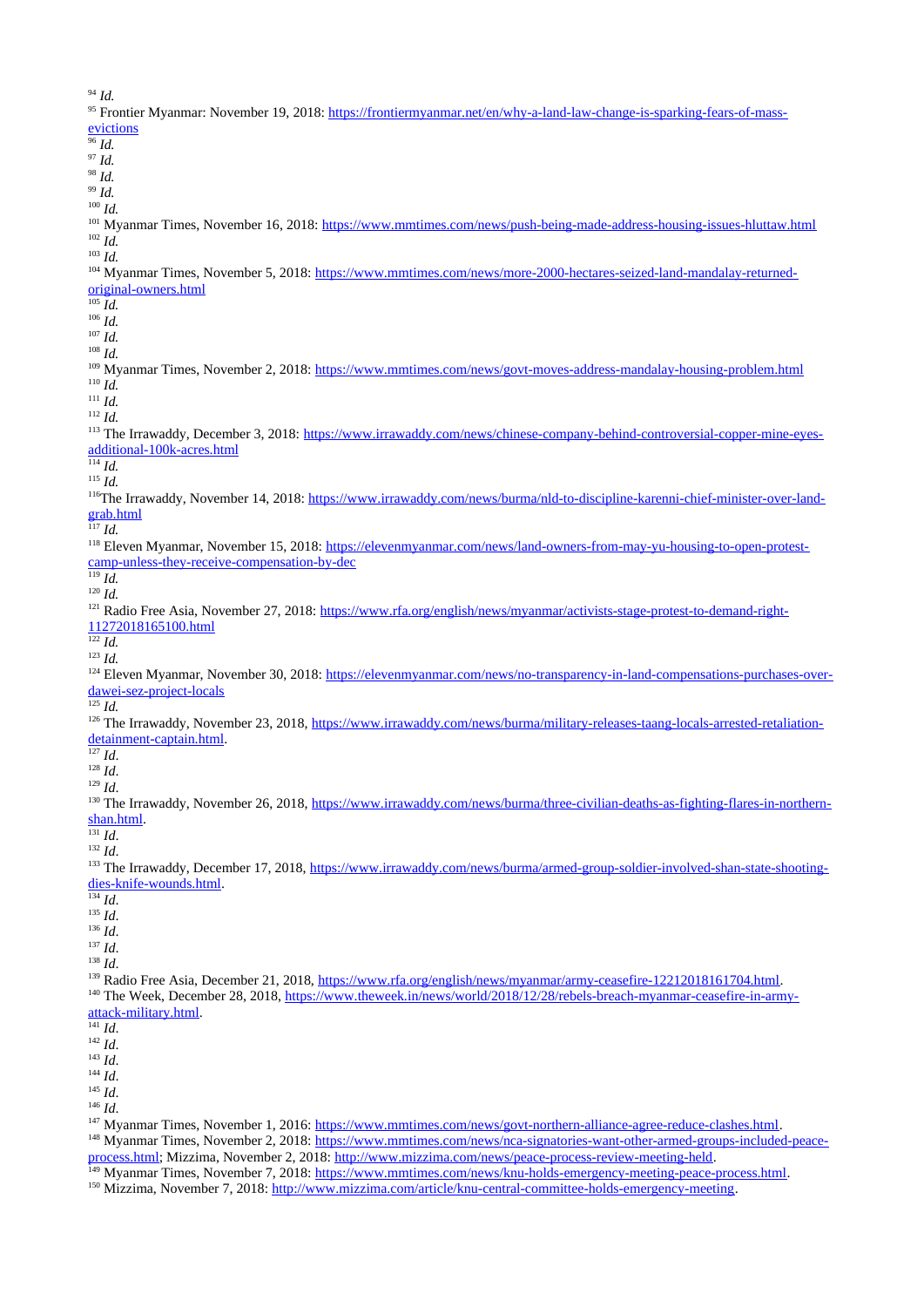[94] *Id.*

[95] Frontier Myanmar: November 19, 2018: https://frontiermyanmar.net/en/why-a-land-law-change-is-sparking-fears-of-mass-evictions

[96] *Id.*

[97] *Id.*

[98] *Id.*

[99] *Id.*

[100] *Id.*

[101] Myanmar Times, November 16, 2018: https://www.mmtimes.com/news/push-being-made-address-housing-issues-hluttaw.html

[102] *Id.*

[103] *Id.*

[104] Myanmar Times, November 5, 2018: https://www.mmtimes.com/news/more-2000-hectares-seized-land-mandalay-returned-original-owners.html

[105] *Id.*

[106] *Id.*

[107] *Id.*

[108] *Id.*

[109] Myanmar Times, November 2, 2018: https://www.mmtimes.com/news/govt-moves-address-mandalay-housing-problem.html

[110] *Id.*

[111] *Id.*

[112] *Id.*

[113] The Irrawaddy, December 3, 2018: https://www.irrawaddy.com/news/chinese-company-behind-controversial-copper-mine-eyes-additional-100k-acres.html

[114] *Id.*

[115] *Id.*

[116] The Irrawaddy, November 14, 2018: https://www.irrawaddy.com/news/burma/nld-to-discipline-karenni-chief-minister-over-land-grab.html

[117] *Id.*

[118] Eleven Myanmar, November 15, 2018: https://elevenmyanmar.com/news/land-owners-from-may-yu-housing-to-open-protest-camp-unless-they-receive-compensation-by-dec

[119] *Id.*

[120] *Id.*

[121] Radio Free Asia, November 27, 2018: https://www.rfa.org/english/news/myanmar/activists-stage-protest-to-demand-right-11272018165100.html

[122] *Id.*

[123] *Id.*

[124] Eleven Myanmar, November 30, 2018: https://elevenmyanmar.com/news/no-transparency-in-land-compensations-purchases-over-dawei-sez-project-locals

[125] *Id.*

[126] The Irrawaddy, November 23, 2018, https://www.irrawaddy.com/news/burma/military-releases-taang-locals-arrested-retaliation-detainment-captain.html.

[127] *Id*.

[128] *Id*.

[129] *Id*.

[130] The Irrawaddy, November 26, 2018, https://www.irrawaddy.com/news/burma/three-civilian-deaths-as-fighting-flares-in-northern-shan.html.

[131] *Id*.

[132] *Id*.

[133] The Irrawaddy, December 17, 2018, https://www.irrawaddy.com/news/burma/armed-group-soldier-involved-shan-state-shooting-dies-knife-wounds.html.

[134] *Id*.

[135] *Id*.

[136] *Id*.

[137] *Id*.

[138] *Id*.

[139] Radio Free Asia, December 21, 2018, https://www.rfa.org/english/news/myanmar/army-ceasefire-12212018161704.html.

[140] The Week, December 28, 2018, https://www.theweek.in/news/world/2018/12/28/rebels-breach-myanmar-ceasefire-in-army-attack-military.html.

[141] *Id*.

[142] *Id*.

[143] *Id*.

[144] *Id*.

[145] *Id*.

[146] *Id*.

[147] Myanmar Times, November 1, 2016: https://www.mmtimes.com/news/govt-northern-alliance-agree-reduce-clashes.html.

[148] Myanmar Times, November 2, 2018: https://www.mmtimes.com/news/nca-signatories-want-other-armed-groups-included-peace-process.html; Mizzima, November 2, 2018: http://www.mizzima.com/news/peace-process-review-meeting-held.

[149] Myanmar Times, November 7, 2018: https://www.mmtimes.com/news/knu-holds-emergency-meeting-peace-process.html.

[150] Mizzima, November 7, 2018: http://www.mizzima.com/article/knu-central-committee-holds-emergency-meeting.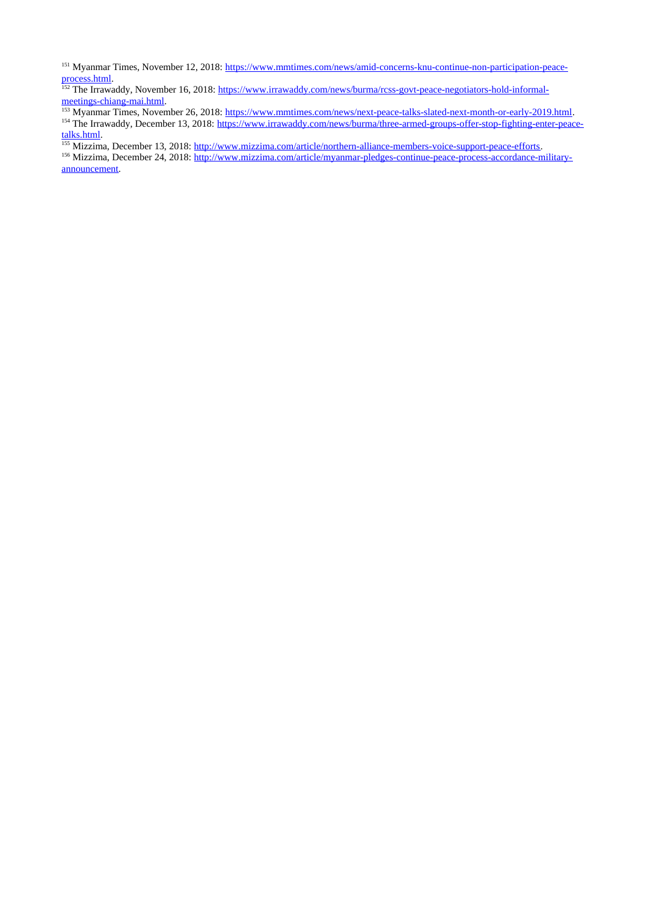[151] Myanmar Times, November 12, 2018: https://www.mmtimes.com/news/amid-concerns-knu-continue-non-participation-peace-process.html.

[152] The Irrawaddy, November 16, 2018: https://www.irrawaddy.com/news/burma/rcss-govt-peace-negotiators-hold-informal-meetings-chiang-mai.html.

[153] Myanmar Times, November 26, 2018: https://www.mmtimes.com/news/next-peace-talks-slated-next-month-or-early-2019.html.

[154] The Irrawaddy, December 13, 2018: https://www.irrawaddy.com/news/burma/three-armed-groups-offer-stop-fighting-enter-peace-talks.html.

[155] Mizzima, December 13, 2018: http://www.mizzima.com/article/northern-alliance-members-voice-support-peace-efforts.

[156] Mizzima, December 24, 2018: http://www.mizzima.com/article/myanmar-pledges-continue-peace-process-accordance-military-announcement.